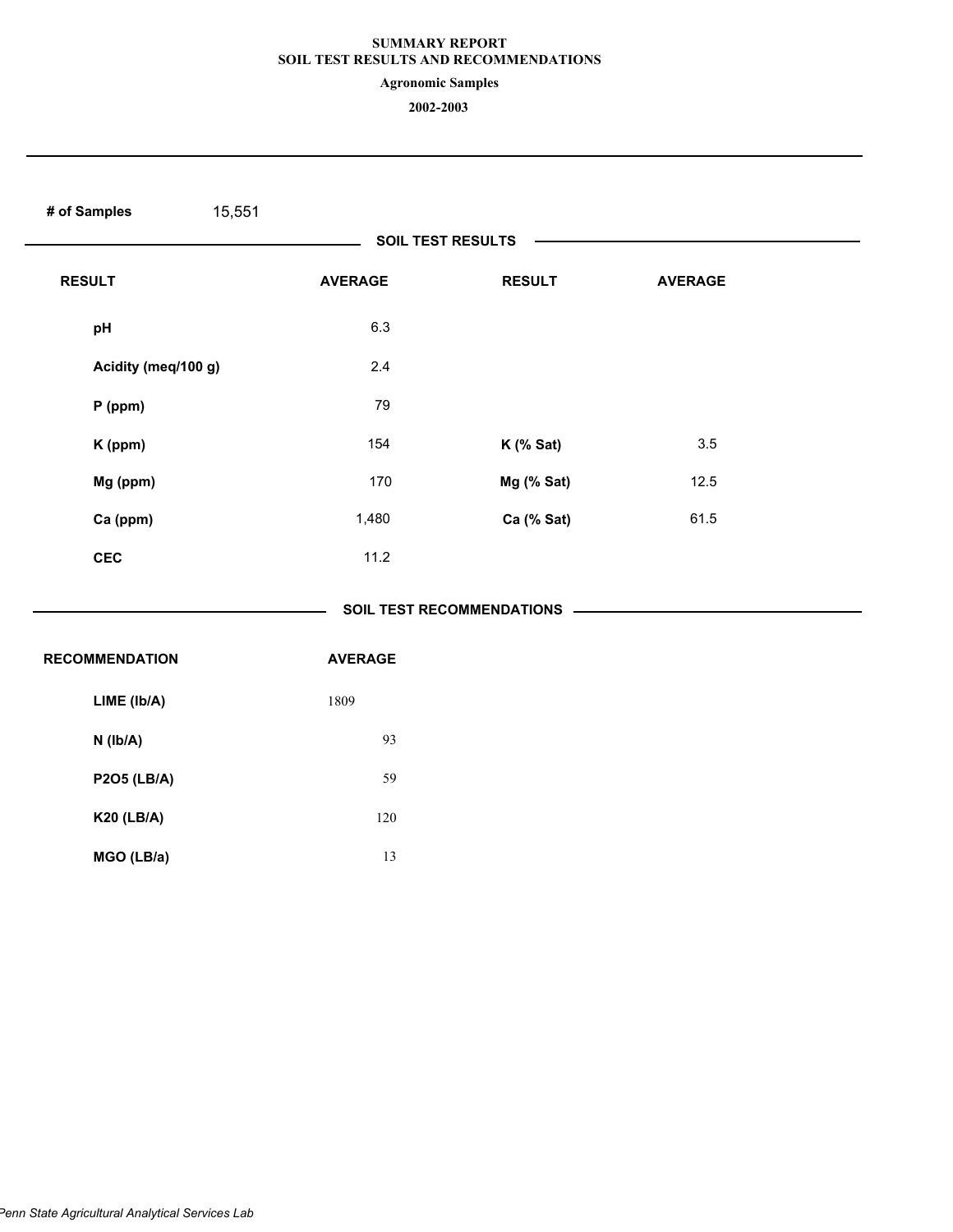# SUMMARY REPORT
## SOIL TEST RESULTS AND RECOMMENDATIONS

**Agronomic Samples**

**2002-2003**

**# of Samples** 15,551

### SOIL TEST RESULTS

| RESULT | AVERAGE | RESULT | AVERAGE |
|---|---|---|---|
| pH | 6.3 | | |
| Acidity (meq/100 g) | 2.4 | | |
| P (ppm) | 79 | | |
| K (ppm) | 154 | K (% Sat) | 3.5 |
| Mg (ppm) | 170 | Mg (% Sat) | 12.5 |
| Ca (ppm) | 1,480 | Ca (% Sat) | 61.5 |
| CEC | 11.2 | | |

### SOIL TEST RECOMMENDATIONS

| RECOMMENDATION | AVERAGE |
|---|---|
| LIME (lb/A) | 1809 |
| N (lb/A) | 93 |
| P2O5 (LB/A) | 59 |
| K20 (LB/A) | 120 |
| MGO (LB/a) | 13 |

*Penn State Agricultural Analytical Services Lab*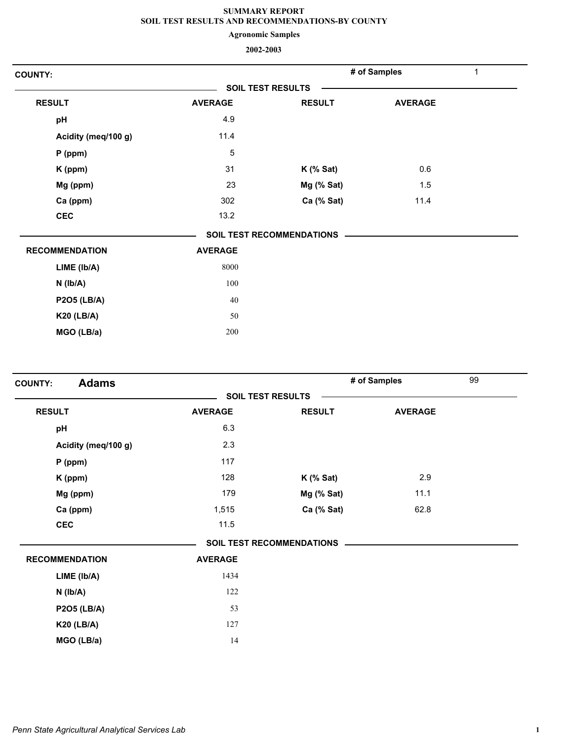**SUMMARY REPORT**
**SOIL TEST RESULTS AND RECOMMENDATIONS-BY COUNTY**

**Agronomic Samples**

**2002-2003**

**COUNTY:** | **# of Samples** 1

**SOIL TEST RESULTS**

| RESULT | AVERAGE | RESULT | AVERAGE |
|---|---|---|---|
| pH | 4.9 | | |
| Acidity (meq/100 g) | 11.4 | | |
| P (ppm) | 5 | | |
| K (ppm) | 31 | K (% Sat) | 0.6 |
| Mg (ppm) | 23 | Mg (% Sat) | 1.5 |
| Ca (ppm) | 302 | Ca (% Sat) | 11.4 |
| CEC | 13.2 | | |

**SOIL TEST RECOMMENDATIONS**

| RECOMMENDATION | AVERAGE |
|---|---|
| LIME (lb/A) | 8000 |
| N (lb/A) | 100 |
| P2O5 (LB/A) | 40 |
| K20 (LB/A) | 50 |
| MGO (LB/a) | 200 |

**COUNTY: Adams** | **# of Samples** 99

**SOIL TEST RESULTS**

| RESULT | AVERAGE | RESULT | AVERAGE |
|---|---|---|---|
| pH | 6.3 | | |
| Acidity (meq/100 g) | 2.3 | | |
| P (ppm) | 117 | | |
| K (ppm) | 128 | K (% Sat) | 2.9 |
| Mg (ppm) | 179 | Mg (% Sat) | 11.1 |
| Ca (ppm) | 1,515 | Ca (% Sat) | 62.8 |
| CEC | 11.5 | | |

**SOIL TEST RECOMMENDATIONS**

| RECOMMENDATION | AVERAGE |
|---|---|
| LIME (lb/A) | 1434 |
| N (lb/A) | 122 |
| P2O5 (LB/A) | 53 |
| K20 (LB/A) | 127 |
| MGO (LB/a) | 14 |

*Penn State Agricultural Analytical Services Lab*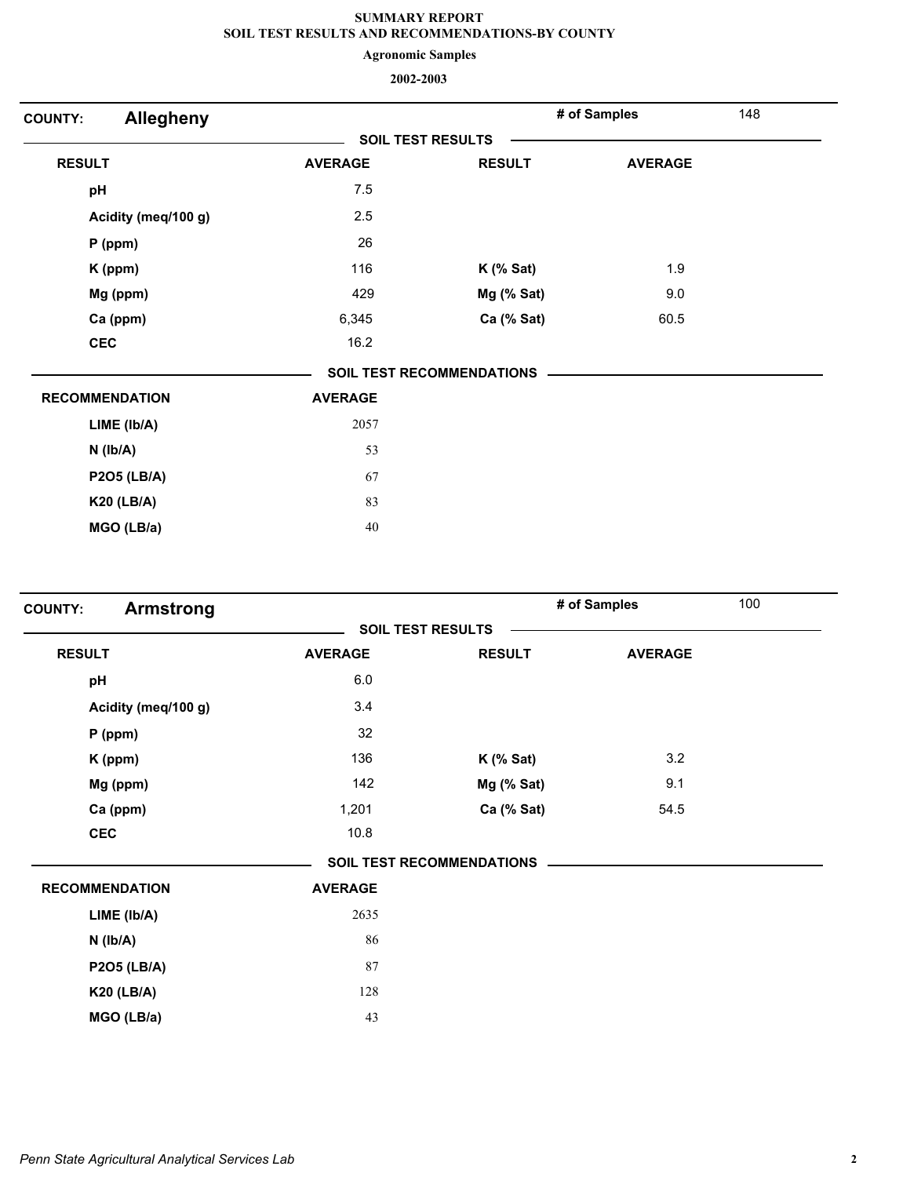# SUMMARY REPORT
## SOIL TEST RESULTS AND RECOMMENDATIONS-BY COUNTY
### Agronomic Samples
### 2002-2003

**COUNTY: Allegheny** — **# of Samples** 148

**SOIL TEST RESULTS**

| RESULT | AVERAGE | RESULT | AVERAGE |
|---|---|---|---|
| pH | 7.5 | | |
| Acidity (meq/100 g) | 2.5 | | |
| P (ppm) | 26 | | |
| K (ppm) | 116 | K (% Sat) | 1.9 |
| Mg (ppm) | 429 | Mg (% Sat) | 9.0 |
| Ca (ppm) | 6,345 | Ca (% Sat) | 60.5 |
| CEC | 16.2 | | |

**SOIL TEST RECOMMENDATIONS**

| RECOMMENDATION | AVERAGE |
|---|---|
| LIME (lb/A) | 2057 |
| N (lb/A) | 53 |
| P2O5 (LB/A) | 67 |
| K20 (LB/A) | 83 |
| MGO (LB/a) | 40 |

**COUNTY: Armstrong** — **# of Samples** 100

**SOIL TEST RESULTS**

| RESULT | AVERAGE | RESULT | AVERAGE |
|---|---|---|---|
| pH | 6.0 | | |
| Acidity (meq/100 g) | 3.4 | | |
| P (ppm) | 32 | | |
| K (ppm) | 136 | K (% Sat) | 3.2 |
| Mg (ppm) | 142 | Mg (% Sat) | 9.1 |
| Ca (ppm) | 1,201 | Ca (% Sat) | 54.5 |
| CEC | 10.8 | | |

**SOIL TEST RECOMMENDATIONS**

| RECOMMENDATION | AVERAGE |
|---|---|
| LIME (lb/A) | 2635 |
| N (lb/A) | 86 |
| P2O5 (LB/A) | 87 |
| K20 (LB/A) | 128 |
| MGO (LB/a) | 43 |

*Penn State Agricultural Analytical Services Lab*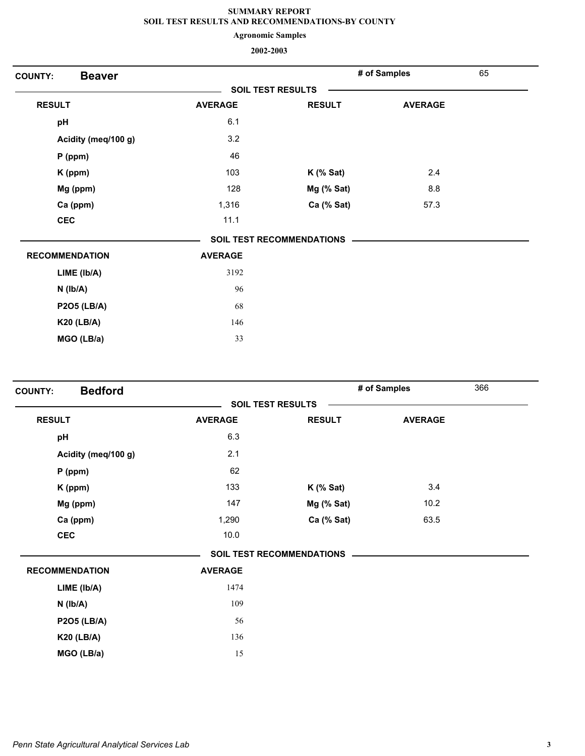**SUMMARY REPORT**
**SOIL TEST RESULTS AND RECOMMENDATIONS-BY COUNTY**
**Agronomic Samples**
**2002-2003**

**COUNTY: Beaver** — **# of Samples** 65

**SOIL TEST RESULTS**

| RESULT | AVERAGE | RESULT | AVERAGE |
|---|---|---|---|
| pH | 6.1 | | |
| Acidity (meq/100 g) | 3.2 | | |
| P (ppm) | 46 | | |
| K (ppm) | 103 | K (% Sat) | 2.4 |
| Mg (ppm) | 128 | Mg (% Sat) | 8.8 |
| Ca (ppm) | 1,316 | Ca (% Sat) | 57.3 |
| CEC | 11.1 | | |

**SOIL TEST RECOMMENDATIONS**

| RECOMMENDATION | AVERAGE |
|---|---|
| LIME (lb/A) | 3192 |
| N (lb/A) | 96 |
| P2O5 (LB/A) | 68 |
| K20 (LB/A) | 146 |
| MGO (LB/a) | 33 |

**COUNTY: Bedford** — **# of Samples** 366

**SOIL TEST RESULTS**

| RESULT | AVERAGE | RESULT | AVERAGE |
|---|---|---|---|
| pH | 6.3 | | |
| Acidity (meq/100 g) | 2.1 | | |
| P (ppm) | 62 | | |
| K (ppm) | 133 | K (% Sat) | 3.4 |
| Mg (ppm) | 147 | Mg (% Sat) | 10.2 |
| Ca (ppm) | 1,290 | Ca (% Sat) | 63.5 |
| CEC | 10.0 | | |

**SOIL TEST RECOMMENDATIONS**

| RECOMMENDATION | AVERAGE |
|---|---|
| LIME (lb/A) | 1474 |
| N (lb/A) | 109 |
| P2O5 (LB/A) | 56 |
| K20 (LB/A) | 136 |
| MGO (LB/a) | 15 |

*Penn State Agricultural Analytical Services Lab*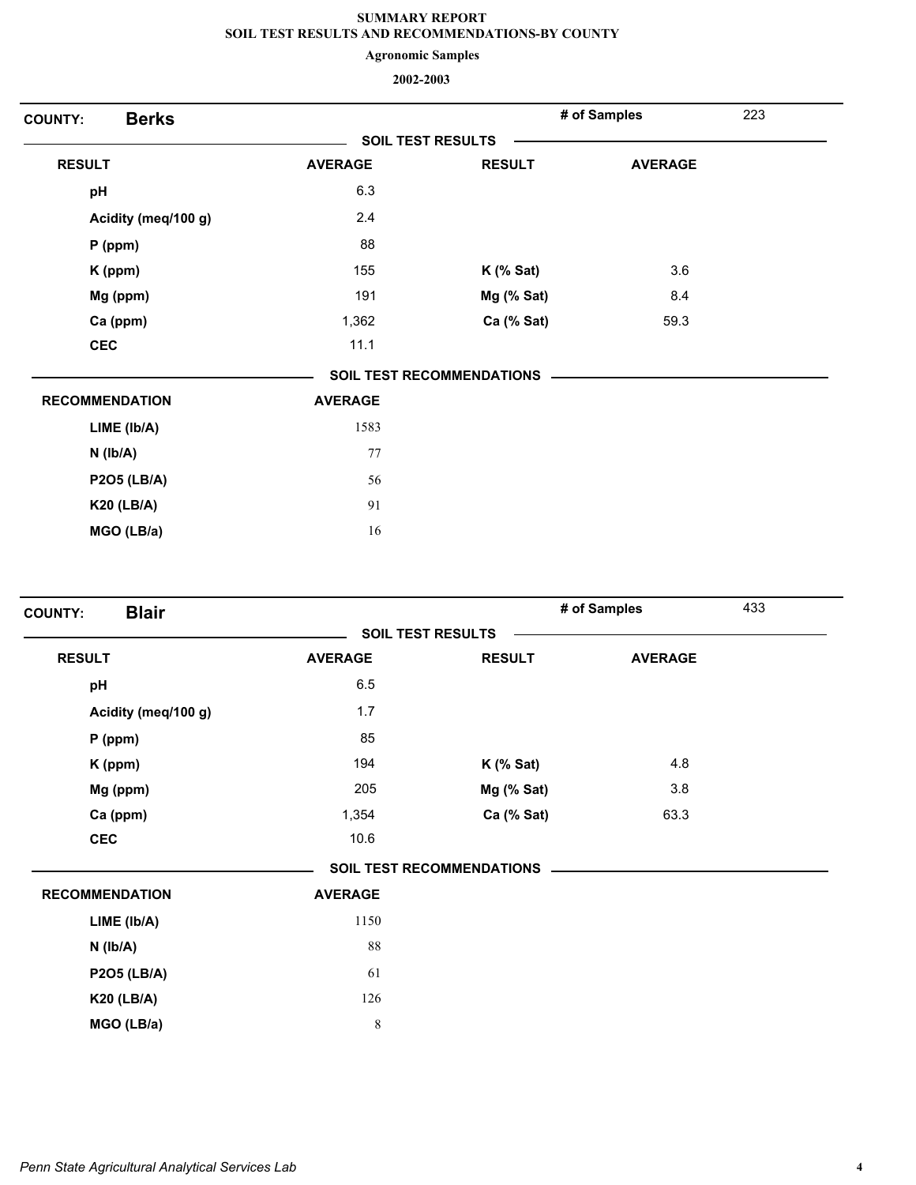**SUMMARY REPORT**
**SOIL TEST RESULTS AND RECOMMENDATIONS-BY COUNTY**
**Agronomic Samples**
**2002-2003**

**COUNTY: Berks** — **# of Samples** 223

**SOIL TEST RESULTS**

| RESULT | AVERAGE | RESULT | AVERAGE |
|---|---|---|---|
| pH | 6.3 | | |
| Acidity (meq/100 g) | 2.4 | | |
| P (ppm) | 88 | | |
| K (ppm) | 155 | K (% Sat) | 3.6 |
| Mg (ppm) | 191 | Mg (% Sat) | 8.4 |
| Ca (ppm) | 1,362 | Ca (% Sat) | 59.3 |
| CEC | 11.1 | | |

**SOIL TEST RECOMMENDATIONS**

| RECOMMENDATION | AVERAGE |
|---|---|
| LIME (lb/A) | 1583 |
| N (lb/A) | 77 |
| P2O5 (LB/A) | 56 |
| K20 (LB/A) | 91 |
| MGO (LB/a) | 16 |

**COUNTY: Blair** — **# of Samples** 433

**SOIL TEST RESULTS**

| RESULT | AVERAGE | RESULT | AVERAGE |
|---|---|---|---|
| pH | 6.5 | | |
| Acidity (meq/100 g) | 1.7 | | |
| P (ppm) | 85 | | |
| K (ppm) | 194 | K (% Sat) | 4.8 |
| Mg (ppm) | 205 | Mg (% Sat) | 3.8 |
| Ca (ppm) | 1,354 | Ca (% Sat) | 63.3 |
| CEC | 10.6 | | |

**SOIL TEST RECOMMENDATIONS**

| RECOMMENDATION | AVERAGE |
|---|---|
| LIME (lb/A) | 1150 |
| N (lb/A) | 88 |
| P2O5 (LB/A) | 61 |
| K20 (LB/A) | 126 |
| MGO (LB/a) | 8 |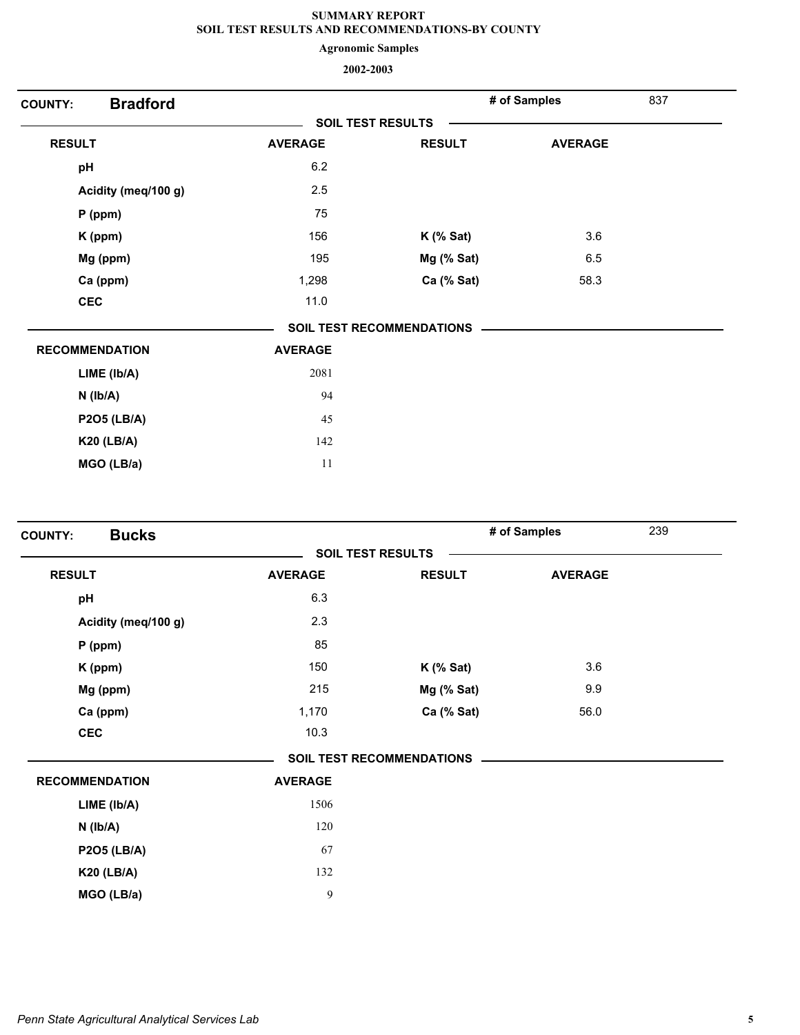# SUMMARY REPORT
## SOIL TEST RESULTS AND RECOMMENDATIONS-BY COUNTY
### Agronomic Samples
### 2002-2003

**COUNTY: Bradford** — **# of Samples** 837

**SOIL TEST RESULTS**

| RESULT | AVERAGE | RESULT | AVERAGE |
|---|---|---|---|
| pH | 6.2 | | |
| Acidity (meq/100 g) | 2.5 | | |
| P (ppm) | 75 | | |
| K (ppm) | 156 | K (% Sat) | 3.6 |
| Mg (ppm) | 195 | Mg (% Sat) | 6.5 |
| Ca (ppm) | 1,298 | Ca (% Sat) | 58.3 |
| CEC | 11.0 | | |

**SOIL TEST RECOMMENDATIONS**

| RECOMMENDATION | AVERAGE |
|---|---|
| LIME (lb/A) | 2081 |
| N (lb/A) | 94 |
| P2O5 (LB/A) | 45 |
| K20 (LB/A) | 142 |
| MGO (LB/a) | 11 |

**COUNTY: Bucks** — **# of Samples** 239

**SOIL TEST RESULTS**

| RESULT | AVERAGE | RESULT | AVERAGE |
|---|---|---|---|
| pH | 6.3 | | |
| Acidity (meq/100 g) | 2.3 | | |
| P (ppm) | 85 | | |
| K (ppm) | 150 | K (% Sat) | 3.6 |
| Mg (ppm) | 215 | Mg (% Sat) | 9.9 |
| Ca (ppm) | 1,170 | Ca (% Sat) | 56.0 |
| CEC | 10.3 | | |

**SOIL TEST RECOMMENDATIONS**

| RECOMMENDATION | AVERAGE |
|---|---|
| LIME (lb/A) | 1506 |
| N (lb/A) | 120 |
| P2O5 (LB/A) | 67 |
| K20 (LB/A) | 132 |
| MGO (LB/a) | 9 |

*Penn State Agricultural Analytical Services Lab*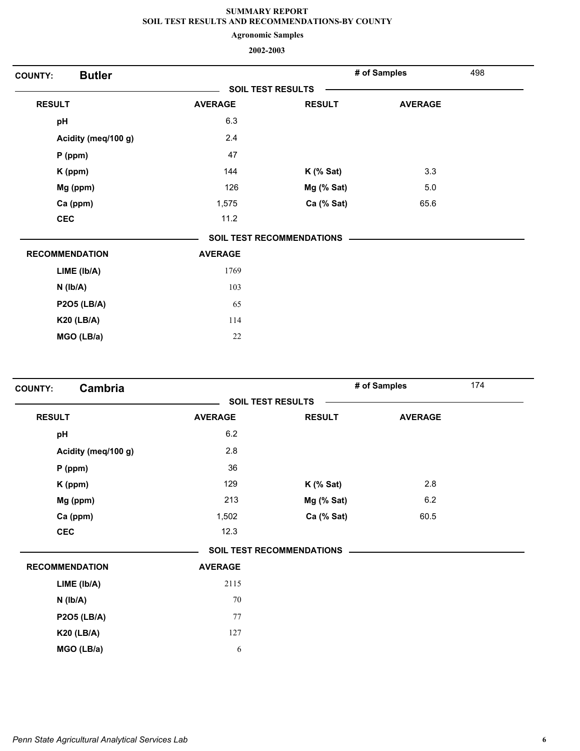# SUMMARY REPORT
## SOIL TEST RESULTS AND RECOMMENDATIONS-BY COUNTY

**Agronomic Samples**

**2002-2003**

**COUNTY: Butler** | **# of Samples** 498

### SOIL TEST RESULTS

| RESULT | AVERAGE | RESULT | AVERAGE |
|---|---|---|---|
| pH | 6.3 | | |
| Acidity (meq/100 g) | 2.4 | | |
| P (ppm) | 47 | | |
| K (ppm) | 144 | K (% Sat) | 3.3 |
| Mg (ppm) | 126 | Mg (% Sat) | 5.0 |
| Ca (ppm) | 1,575 | Ca (% Sat) | 65.6 |
| CEC | 11.2 | | |

### SOIL TEST RECOMMENDATIONS

| RECOMMENDATION | AVERAGE |
|---|---|
| LIME (lb/A) | 1769 |
| N (lb/A) | 103 |
| P2O5 (LB/A) | 65 |
| K20 (LB/A) | 114 |
| MGO (LB/a) | 22 |

**COUNTY: Cambria** | **# of Samples** 174

### SOIL TEST RESULTS

| RESULT | AVERAGE | RESULT | AVERAGE |
|---|---|---|---|
| pH | 6.2 | | |
| Acidity (meq/100 g) | 2.8 | | |
| P (ppm) | 36 | | |
| K (ppm) | 129 | K (% Sat) | 2.8 |
| Mg (ppm) | 213 | Mg (% Sat) | 6.2 |
| Ca (ppm) | 1,502 | Ca (% Sat) | 60.5 |
| CEC | 12.3 | | |

### SOIL TEST RECOMMENDATIONS

| RECOMMENDATION | AVERAGE |
|---|---|
| LIME (lb/A) | 2115 |
| N (lb/A) | 70 |
| P2O5 (LB/A) | 77 |
| K20 (LB/A) | 127 |
| MGO (LB/a) | 6 |

*Penn State Agricultural Analytical Services Lab*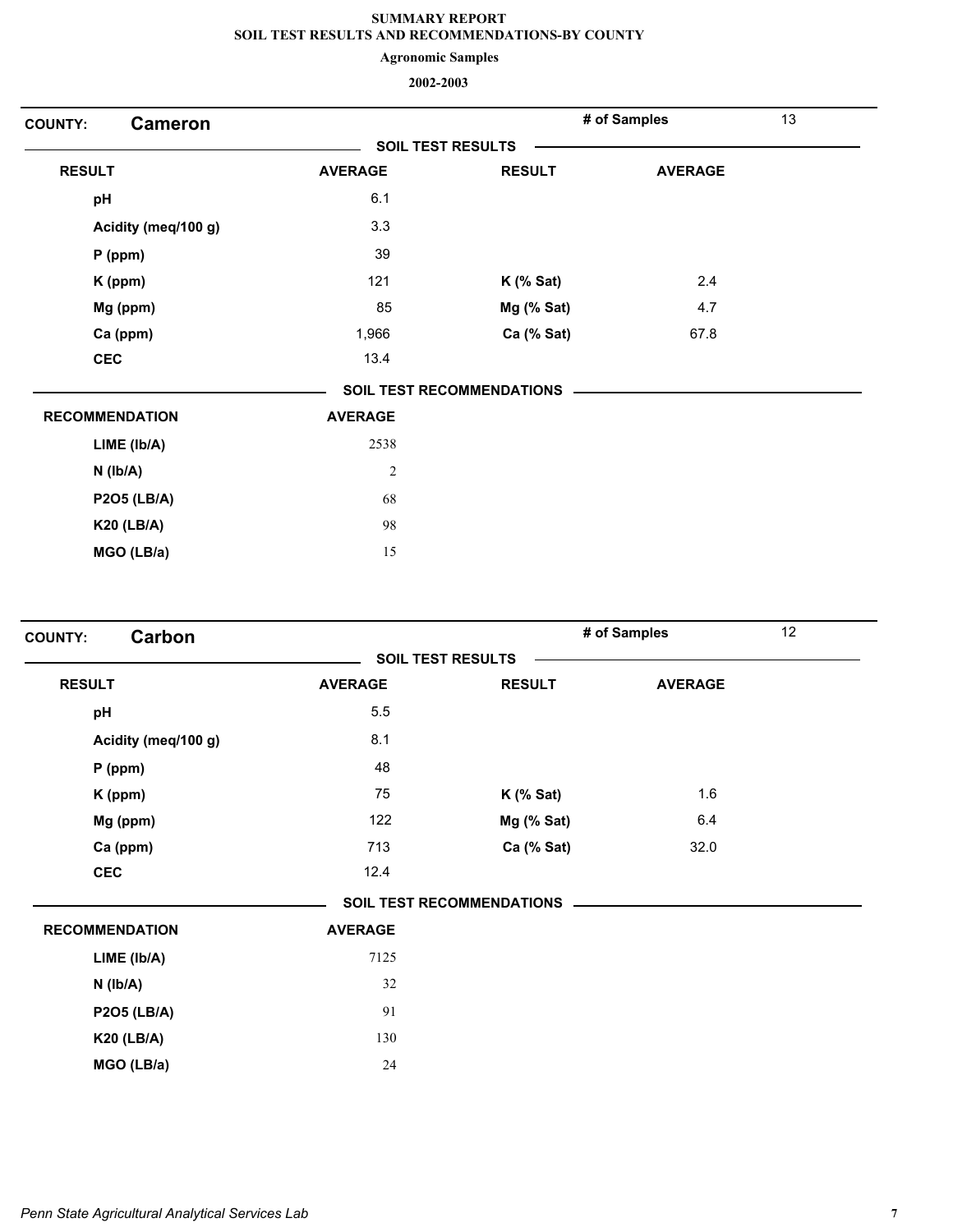**SUMMARY REPORT**
**SOIL TEST RESULTS AND RECOMMENDATIONS-BY COUNTY**
**Agronomic Samples**
**2002-2003**

## COUNTY: Cameron

**# of Samples** 13

### SOIL TEST RESULTS

| RESULT | AVERAGE | RESULT | AVERAGE |
|---|---|---|---|
| pH | 6.1 | | |
| Acidity (meq/100 g) | 3.3 | | |
| P (ppm) | 39 | | |
| K (ppm) | 121 | K (% Sat) | 2.4 |
| Mg (ppm) | 85 | Mg (% Sat) | 4.7 |
| Ca (ppm) | 1,966 | Ca (% Sat) | 67.8 |
| CEC | 13.4 | | |

### SOIL TEST RECOMMENDATIONS

| RECOMMENDATION | AVERAGE |
|---|---|
| LIME (lb/A) | 2538 |
| N (lb/A) | 2 |
| P2O5 (LB/A) | 68 |
| K20 (LB/A) | 98 |
| MGO (LB/a) | 15 |

## COUNTY: Carbon

**# of Samples** 12

### SOIL TEST RESULTS

| RESULT | AVERAGE | RESULT | AVERAGE |
|---|---|---|---|
| pH | 5.5 | | |
| Acidity (meq/100 g) | 8.1 | | |
| P (ppm) | 48 | | |
| K (ppm) | 75 | K (% Sat) | 1.6 |
| Mg (ppm) | 122 | Mg (% Sat) | 6.4 |
| Ca (ppm) | 713 | Ca (% Sat) | 32.0 |
| CEC | 12.4 | | |

### SOIL TEST RECOMMENDATIONS

| RECOMMENDATION | AVERAGE |
|---|---|
| LIME (lb/A) | 7125 |
| N (lb/A) | 32 |
| P2O5 (LB/A) | 91 |
| K20 (LB/A) | 130 |
| MGO (LB/a) | 24 |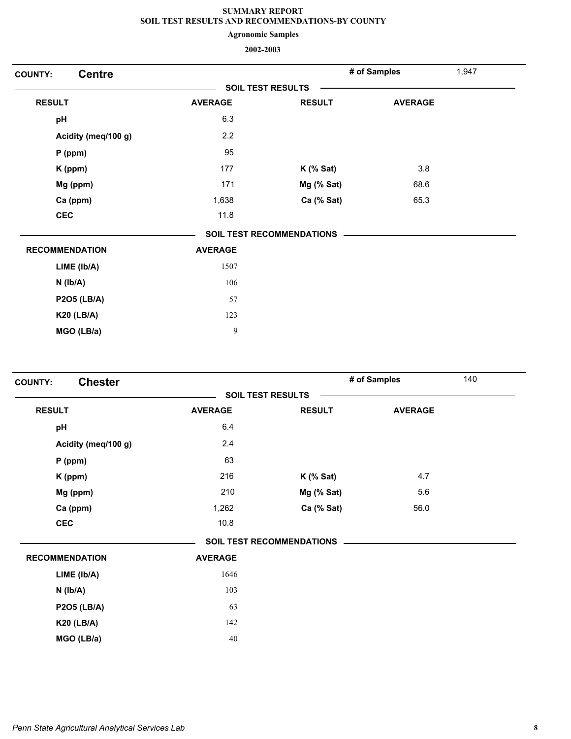# SUMMARY REPORT
## SOIL TEST RESULTS AND RECOMMENDATIONS-BY COUNTY

**Agronomic Samples**

**2002-2003**

**COUNTY: Centre** | **# of Samples** 1,947

**SOIL TEST RESULTS**

| RESULT | AVERAGE | RESULT | AVERAGE |
|---|---|---|---|
| pH | 6.3 | | |
| Acidity (meq/100 g) | 2.2 | | |
| P (ppm) | 95 | | |
| K (ppm) | 177 | K (% Sat) | 3.8 |
| Mg (ppm) | 171 | Mg (% Sat) | 68.6 |
| Ca (ppm) | 1,638 | Ca (% Sat) | 65.3 |
| CEC | 11.8 | | |

**SOIL TEST RECOMMENDATIONS**

| RECOMMENDATION | AVERAGE |
|---|---|
| LIME (lb/A) | 1507 |
| N (lb/A) | 106 |
| P2O5 (LB/A) | 57 |
| K20 (LB/A) | 123 |
| MGO (LB/a) | 9 |

**COUNTY: Chester** | **# of Samples** 140

**SOIL TEST RESULTS**

| RESULT | AVERAGE | RESULT | AVERAGE |
|---|---|---|---|
| pH | 6.4 | | |
| Acidity (meq/100 g) | 2.4 | | |
| P (ppm) | 63 | | |
| K (ppm) | 216 | K (% Sat) | 4.7 |
| Mg (ppm) | 210 | Mg (% Sat) | 5.6 |
| Ca (ppm) | 1,262 | Ca (% Sat) | 56.0 |
| CEC | 10.8 | | |

**SOIL TEST RECOMMENDATIONS**

| RECOMMENDATION | AVERAGE |
|---|---|
| LIME (lb/A) | 1646 |
| N (lb/A) | 103 |
| P2O5 (LB/A) | 63 |
| K20 (LB/A) | 142 |
| MGO (LB/a) | 40 |

*Penn State Agricultural Analytical Services Lab*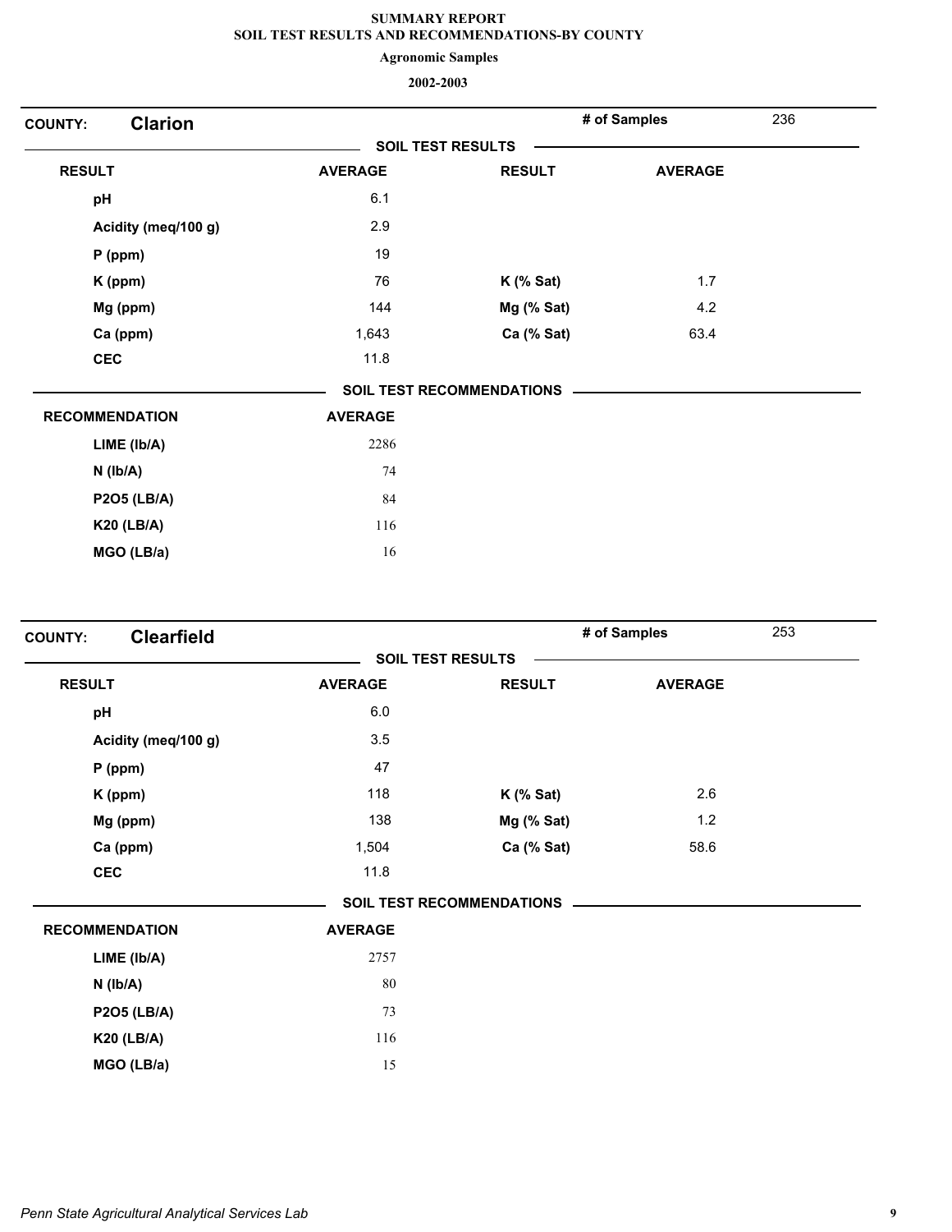**SUMMARY REPORT**
**SOIL TEST RESULTS AND RECOMMENDATIONS-BY COUNTY**

**Agronomic Samples**

**2002-2003**

## COUNTY: Clarion

**# of Samples** 236

### SOIL TEST RESULTS

| RESULT | AVERAGE | RESULT | AVERAGE |
|---|---|---|---|
| pH | 6.1 | | |
| Acidity (meq/100 g) | 2.9 | | |
| P (ppm) | 19 | | |
| K (ppm) | 76 | K (% Sat) | 1.7 |
| Mg (ppm) | 144 | Mg (% Sat) | 4.2 |
| Ca (ppm) | 1,643 | Ca (% Sat) | 63.4 |
| CEC | 11.8 | | |

### SOIL TEST RECOMMENDATIONS

| RECOMMENDATION | AVERAGE |
|---|---|
| LIME (lb/A) | 2286 |
| N (lb/A) | 74 |
| P2O5 (LB/A) | 84 |
| K20 (LB/A) | 116 |
| MGO (LB/a) | 16 |

## COUNTY: Clearfield

**# of Samples** 253

### SOIL TEST RESULTS

| RESULT | AVERAGE | RESULT | AVERAGE |
|---|---|---|---|
| pH | 6.0 | | |
| Acidity (meq/100 g) | 3.5 | | |
| P (ppm) | 47 | | |
| K (ppm) | 118 | K (% Sat) | 2.6 |
| Mg (ppm) | 138 | Mg (% Sat) | 1.2 |
| Ca (ppm) | 1,504 | Ca (% Sat) | 58.6 |
| CEC | 11.8 | | |

### SOIL TEST RECOMMENDATIONS

| RECOMMENDATION | AVERAGE |
|---|---|
| LIME (lb/A) | 2757 |
| N (lb/A) | 80 |
| P2O5 (LB/A) | 73 |
| K20 (LB/A) | 116 |
| MGO (LB/a) | 15 |

*Penn State Agricultural Analytical Services Lab*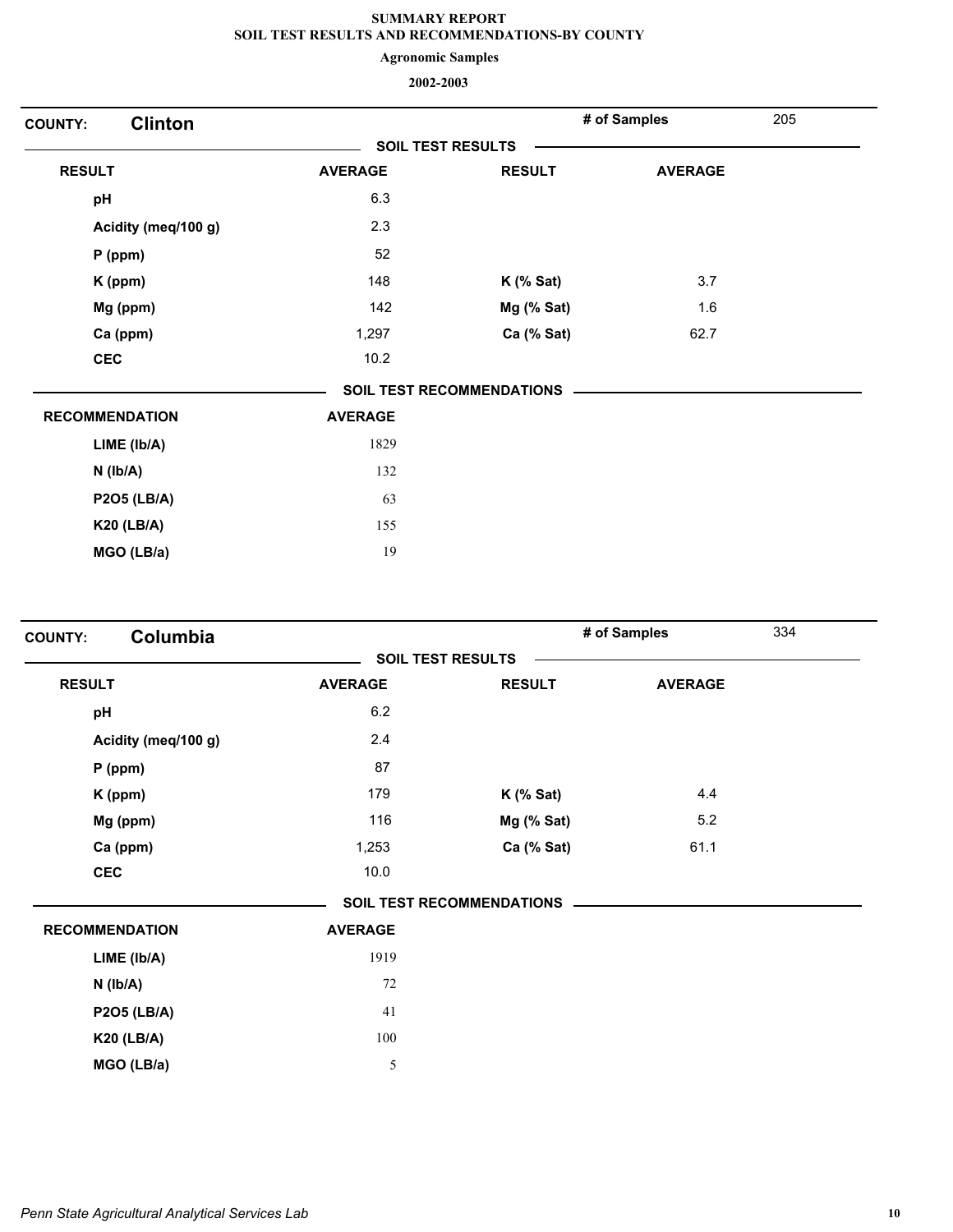**SUMMARY REPORT**
**SOIL TEST RESULTS AND RECOMMENDATIONS-BY COUNTY**

**Agronomic Samples**

**2002-2003**

## COUNTY: Clinton

**# of Samples** 205

### SOIL TEST RESULTS

| RESULT | AVERAGE | RESULT | AVERAGE |
|---|---|---|---|
| pH | 6.3 | | |
| Acidity (meq/100 g) | 2.3 | | |
| P (ppm) | 52 | | |
| K (ppm) | 148 | K (% Sat) | 3.7 |
| Mg (ppm) | 142 | Mg (% Sat) | 1.6 |
| Ca (ppm) | 1,297 | Ca (% Sat) | 62.7 |
| CEC | 10.2 | | |

### SOIL TEST RECOMMENDATIONS

| RECOMMENDATION | AVERAGE |
|---|---|
| LIME (lb/A) | 1829 |
| N (lb/A) | 132 |
| P2O5 (LB/A) | 63 |
| K20 (LB/A) | 155 |
| MGO (LB/a) | 19 |

## COUNTY: Columbia

**# of Samples** 334

### SOIL TEST RESULTS

| RESULT | AVERAGE | RESULT | AVERAGE |
|---|---|---|---|
| pH | 6.2 | | |
| Acidity (meq/100 g) | 2.4 | | |
| P (ppm) | 87 | | |
| K (ppm) | 179 | K (% Sat) | 4.4 |
| Mg (ppm) | 116 | Mg (% Sat) | 5.2 |
| Ca (ppm) | 1,253 | Ca (% Sat) | 61.1 |
| CEC | 10.0 | | |

### SOIL TEST RECOMMENDATIONS

| RECOMMENDATION | AVERAGE |
|---|---|
| LIME (lb/A) | 1919 |
| N (lb/A) | 72 |
| P2O5 (LB/A) | 41 |
| K20 (LB/A) | 100 |
| MGO (LB/a) | 5 |

*Penn State Agricultural Analytical Services Lab*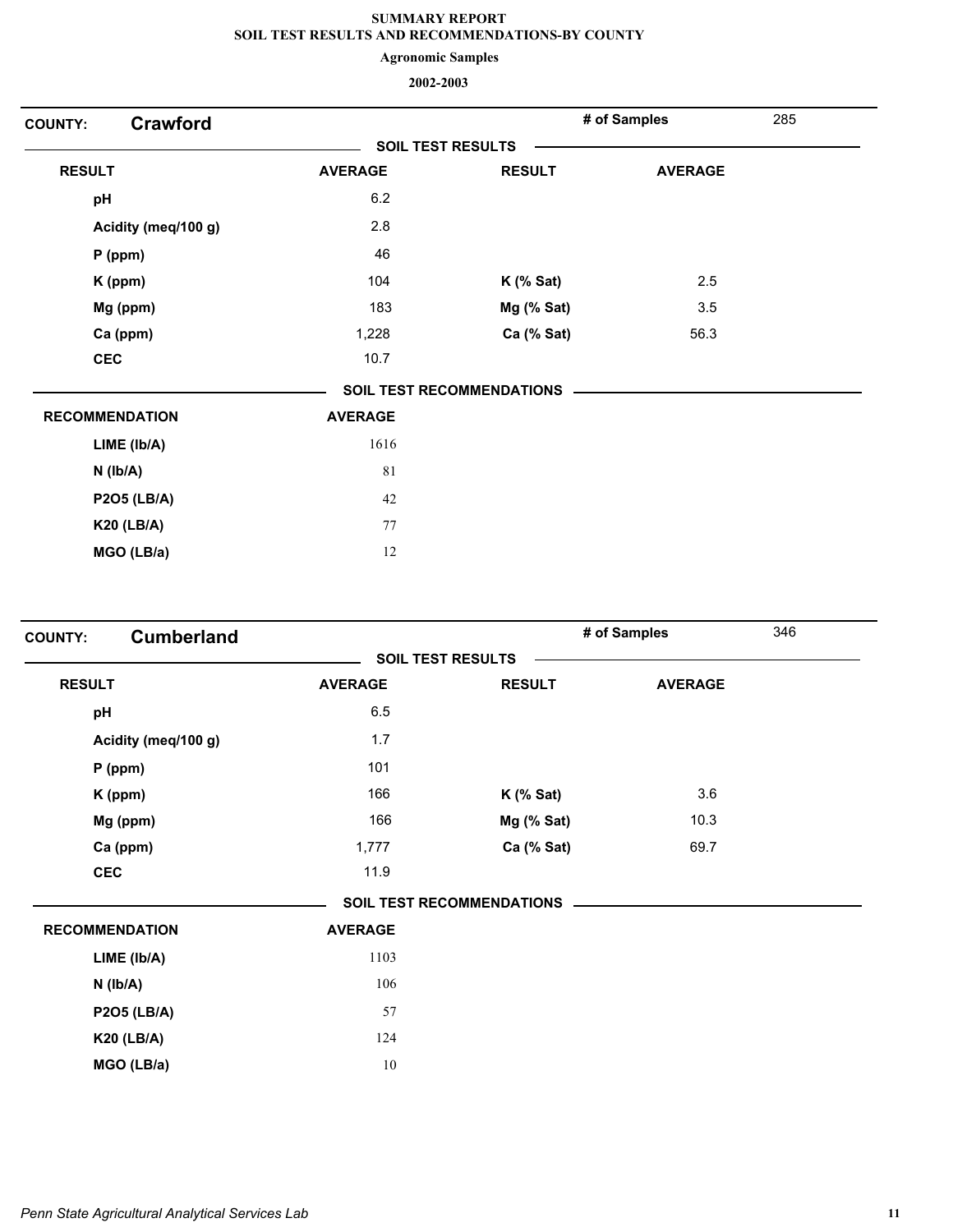# SUMMARY REPORT
## SOIL TEST RESULTS AND RECOMMENDATIONS-BY COUNTY
### Agronomic Samples
### 2002-2003

**COUNTY: Crawford** — **# of Samples** 285

**SOIL TEST RESULTS**

| RESULT | AVERAGE | RESULT | AVERAGE |
|---|---|---|---|
| pH | 6.2 | | |
| Acidity (meq/100 g) | 2.8 | | |
| P (ppm) | 46 | | |
| K (ppm) | 104 | K (% Sat) | 2.5 |
| Mg (ppm) | 183 | Mg (% Sat) | 3.5 |
| Ca (ppm) | 1,228 | Ca (% Sat) | 56.3 |
| CEC | 10.7 | | |

**SOIL TEST RECOMMENDATIONS**

| RECOMMENDATION | AVERAGE |
|---|---|
| LIME (lb/A) | 1616 |
| N (lb/A) | 81 |
| P2O5 (LB/A) | 42 |
| K20 (LB/A) | 77 |
| MGO (LB/a) | 12 |

**COUNTY: Cumberland** — **# of Samples** 346

**SOIL TEST RESULTS**

| RESULT | AVERAGE | RESULT | AVERAGE |
|---|---|---|---|
| pH | 6.5 | | |
| Acidity (meq/100 g) | 1.7 | | |
| P (ppm) | 101 | | |
| K (ppm) | 166 | K (% Sat) | 3.6 |
| Mg (ppm) | 166 | Mg (% Sat) | 10.3 |
| Ca (ppm) | 1,777 | Ca (% Sat) | 69.7 |
| CEC | 11.9 | | |

**SOIL TEST RECOMMENDATIONS**

| RECOMMENDATION | AVERAGE |
|---|---|
| LIME (lb/A) | 1103 |
| N (lb/A) | 106 |
| P2O5 (LB/A) | 57 |
| K20 (LB/A) | 124 |
| MGO (LB/a) | 10 |

*Penn State Agricultural Analytical Services Lab*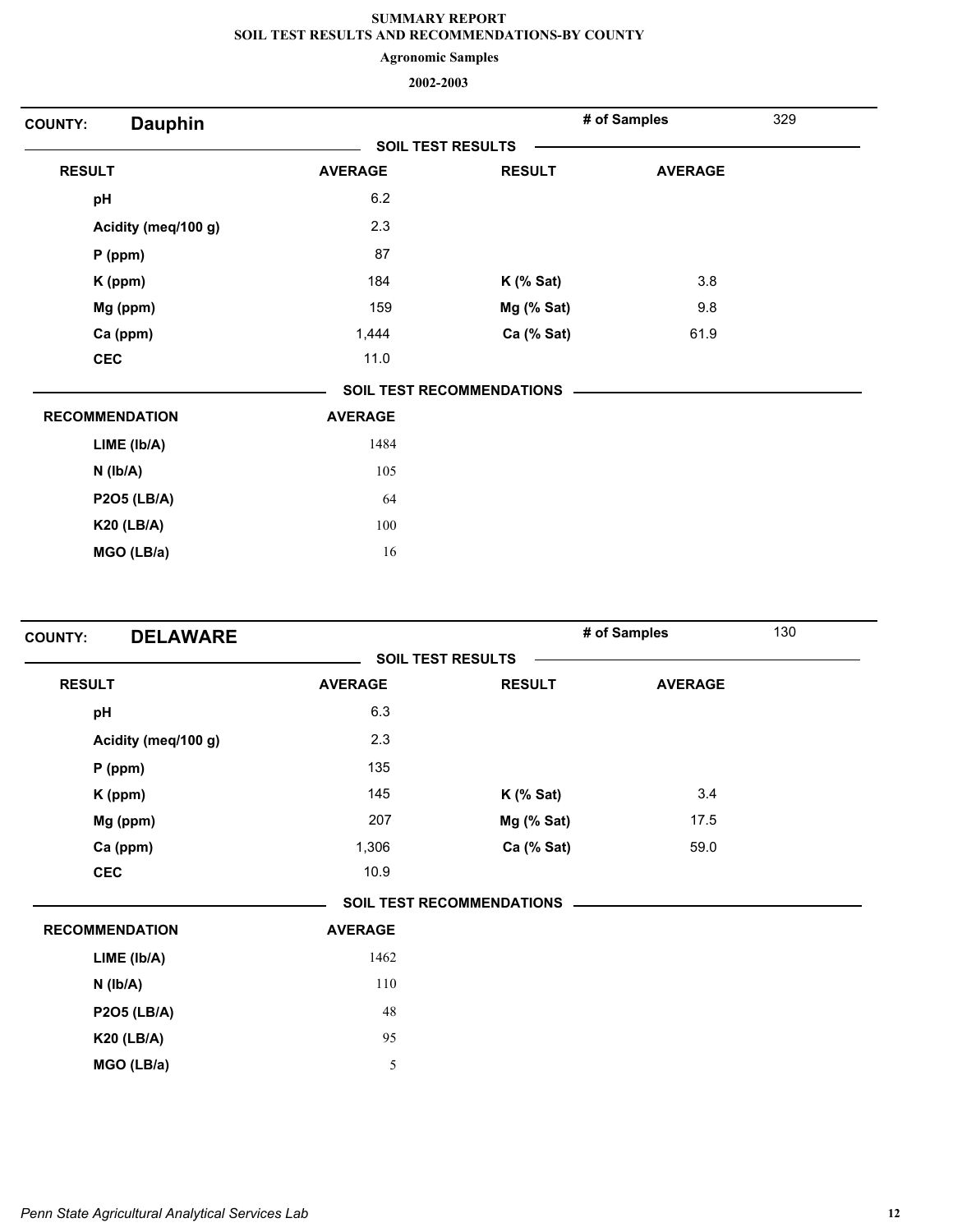# SUMMARY REPORT
## SOIL TEST RESULTS AND RECOMMENDATIONS-BY COUNTY
### Agronomic Samples
### 2002-2003

**COUNTY: Dauphin** — **# of Samples** 329

**SOIL TEST RESULTS**

| RESULT | AVERAGE | RESULT | AVERAGE |
|---|---|---|---|
| pH | 6.2 | | |
| Acidity (meq/100 g) | 2.3 | | |
| P (ppm) | 87 | | |
| K (ppm) | 184 | K (% Sat) | 3.8 |
| Mg (ppm) | 159 | Mg (% Sat) | 9.8 |
| Ca (ppm) | 1,444 | Ca (% Sat) | 61.9 |
| CEC | 11.0 | | |

**SOIL TEST RECOMMENDATIONS**

| RECOMMENDATION | AVERAGE |
|---|---|
| LIME (lb/A) | 1484 |
| N (lb/A) | 105 |
| P2O5 (LB/A) | 64 |
| K20 (LB/A) | 100 |
| MGO (LB/a) | 16 |

**COUNTY: DELAWARE** — **# of Samples** 130

**SOIL TEST RESULTS**

| RESULT | AVERAGE | RESULT | AVERAGE |
|---|---|---|---|
| pH | 6.3 | | |
| Acidity (meq/100 g) | 2.3 | | |
| P (ppm) | 135 | | |
| K (ppm) | 145 | K (% Sat) | 3.4 |
| Mg (ppm) | 207 | Mg (% Sat) | 17.5 |
| Ca (ppm) | 1,306 | Ca (% Sat) | 59.0 |
| CEC | 10.9 | | |

**SOIL TEST RECOMMENDATIONS**

| RECOMMENDATION | AVERAGE |
|---|---|
| LIME (lb/A) | 1462 |
| N (lb/A) | 110 |
| P2O5 (LB/A) | 48 |
| K20 (LB/A) | 95 |
| MGO (LB/a) | 5 |

*Penn State Agricultural Analytical Services Lab*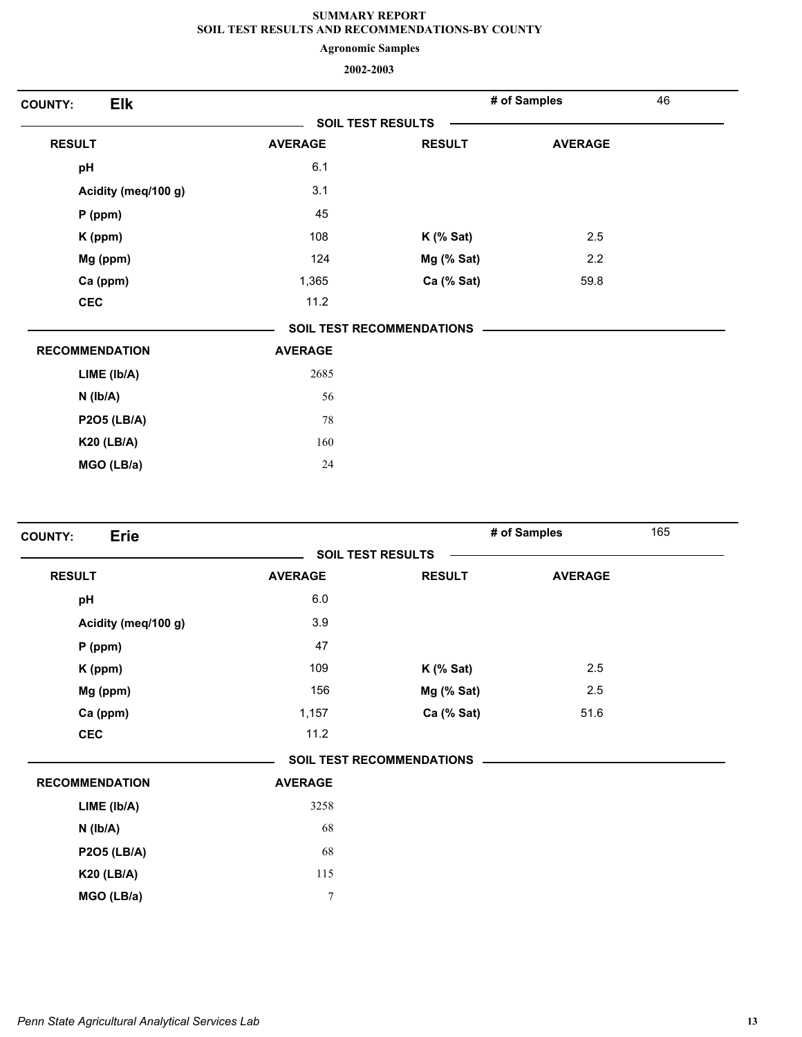**SUMMARY REPORT**
**SOIL TEST RESULTS AND RECOMMENDATIONS-BY COUNTY**
**Agronomic Samples**
**2002-2003**

**COUNTY: Elk** — **# of Samples** 46

**SOIL TEST RESULTS**

| RESULT | AVERAGE | RESULT | AVERAGE |
|---|---|---|---|
| pH | 6.1 | | |
| Acidity (meq/100 g) | 3.1 | | |
| P (ppm) | 45 | | |
| K (ppm) | 108 | K (% Sat) | 2.5 |
| Mg (ppm) | 124 | Mg (% Sat) | 2.2 |
| Ca (ppm) | 1,365 | Ca (% Sat) | 59.8 |
| CEC | 11.2 | | |

**SOIL TEST RECOMMENDATIONS**

| RECOMMENDATION | AVERAGE |
|---|---|
| LIME (lb/A) | 2685 |
| N (lb/A) | 56 |
| P2O5 (LB/A) | 78 |
| K20 (LB/A) | 160 |
| MGO (LB/a) | 24 |

**COUNTY: Erie** — **# of Samples** 165

**SOIL TEST RESULTS**

| RESULT | AVERAGE | RESULT | AVERAGE |
|---|---|---|---|
| pH | 6.0 | | |
| Acidity (meq/100 g) | 3.9 | | |
| P (ppm) | 47 | | |
| K (ppm) | 109 | K (% Sat) | 2.5 |
| Mg (ppm) | 156 | Mg (% Sat) | 2.5 |
| Ca (ppm) | 1,157 | Ca (% Sat) | 51.6 |
| CEC | 11.2 | | |

**SOIL TEST RECOMMENDATIONS**

| RECOMMENDATION | AVERAGE |
|---|---|
| LIME (lb/A) | 3258 |
| N (lb/A) | 68 |
| P2O5 (LB/A) | 68 |
| K20 (LB/A) | 115 |
| MGO (LB/a) | 7 |

*Penn State Agricultural Analytical Services Lab*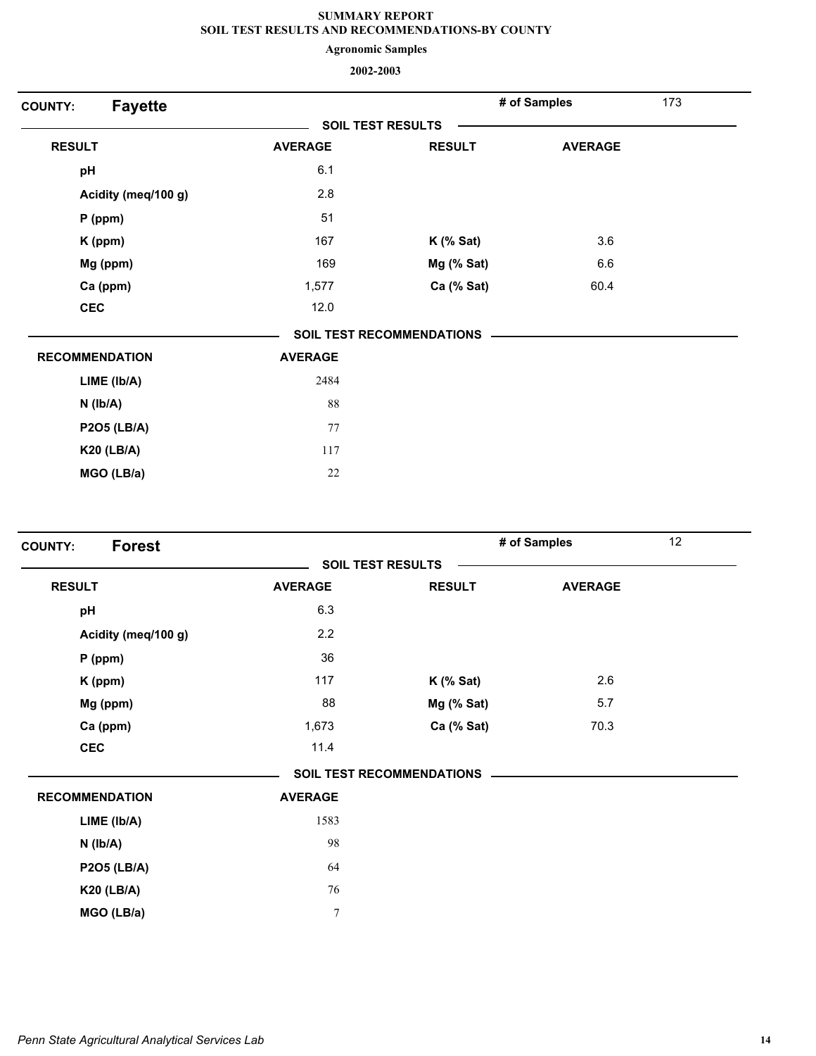# SUMMARY REPORT
## SOIL TEST RESULTS AND RECOMMENDATIONS-BY COUNTY
### Agronomic Samples
### 2002-2003

**COUNTY: Fayette** | **# of Samples** 173

**SOIL TEST RESULTS**

| RESULT | AVERAGE | RESULT | AVERAGE |
|---|---|---|---|
| pH | 6.1 | | |
| Acidity (meq/100 g) | 2.8 | | |
| P (ppm) | 51 | | |
| K (ppm) | 167 | K (% Sat) | 3.6 |
| Mg (ppm) | 169 | Mg (% Sat) | 6.6 |
| Ca (ppm) | 1,577 | Ca (% Sat) | 60.4 |
| CEC | 12.0 | | |

**SOIL TEST RECOMMENDATIONS**

| RECOMMENDATION | AVERAGE |
|---|---|
| LIME (lb/A) | 2484 |
| N (lb/A) | 88 |
| P2O5 (LB/A) | 77 |
| K20 (LB/A) | 117 |
| MGO (LB/a) | 22 |

**COUNTY: Forest** | **# of Samples** 12

**SOIL TEST RESULTS**

| RESULT | AVERAGE | RESULT | AVERAGE |
|---|---|---|---|
| pH | 6.3 | | |
| Acidity (meq/100 g) | 2.2 | | |
| P (ppm) | 36 | | |
| K (ppm) | 117 | K (% Sat) | 2.6 |
| Mg (ppm) | 88 | Mg (% Sat) | 5.7 |
| Ca (ppm) | 1,673 | Ca (% Sat) | 70.3 |
| CEC | 11.4 | | |

**SOIL TEST RECOMMENDATIONS**

| RECOMMENDATION | AVERAGE |
|---|---|
| LIME (lb/A) | 1583 |
| N (lb/A) | 98 |
| P2O5 (LB/A) | 64 |
| K20 (LB/A) | 76 |
| MGO (LB/a) | 7 |

*Penn State Agricultural Analytical Services Lab*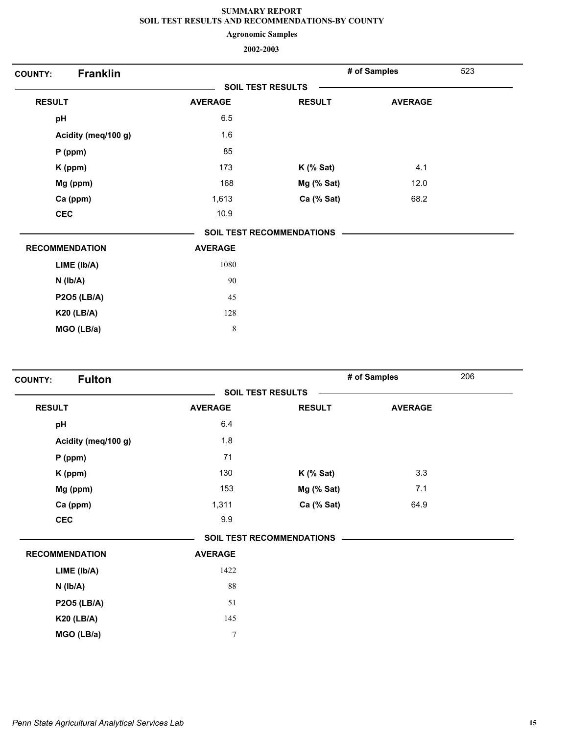# SUMMARY REPORT
## SOIL TEST RESULTS AND RECOMMENDATIONS-BY COUNTY
### Agronomic Samples
### 2002-2003

**COUNTY: Franklin** — **# of Samples** 523

**SOIL TEST RESULTS**

| RESULT | AVERAGE | RESULT | AVERAGE |
|---|---|---|---|
| pH | 6.5 | | |
| Acidity (meq/100 g) | 1.6 | | |
| P (ppm) | 85 | | |
| K (ppm) | 173 | K (% Sat) | 4.1 |
| Mg (ppm) | 168 | Mg (% Sat) | 12.0 |
| Ca (ppm) | 1,613 | Ca (% Sat) | 68.2 |
| CEC | 10.9 | | |

**SOIL TEST RECOMMENDATIONS**

| RECOMMENDATION | AVERAGE |
|---|---|
| LIME (lb/A) | 1080 |
| N (lb/A) | 90 |
| P2O5 (LB/A) | 45 |
| K20 (LB/A) | 128 |
| MGO (LB/a) | 8 |

**COUNTY: Fulton** — **# of Samples** 206

**SOIL TEST RESULTS**

| RESULT | AVERAGE | RESULT | AVERAGE |
|---|---|---|---|
| pH | 6.4 | | |
| Acidity (meq/100 g) | 1.8 | | |
| P (ppm) | 71 | | |
| K (ppm) | 130 | K (% Sat) | 3.3 |
| Mg (ppm) | 153 | Mg (% Sat) | 7.1 |
| Ca (ppm) | 1,311 | Ca (% Sat) | 64.9 |
| CEC | 9.9 | | |

**SOIL TEST RECOMMENDATIONS**

| RECOMMENDATION | AVERAGE |
|---|---|
| LIME (lb/A) | 1422 |
| N (lb/A) | 88 |
| P2O5 (LB/A) | 51 |
| K20 (LB/A) | 145 |
| MGO (LB/a) | 7 |

*Penn State Agricultural Analytical Services Lab*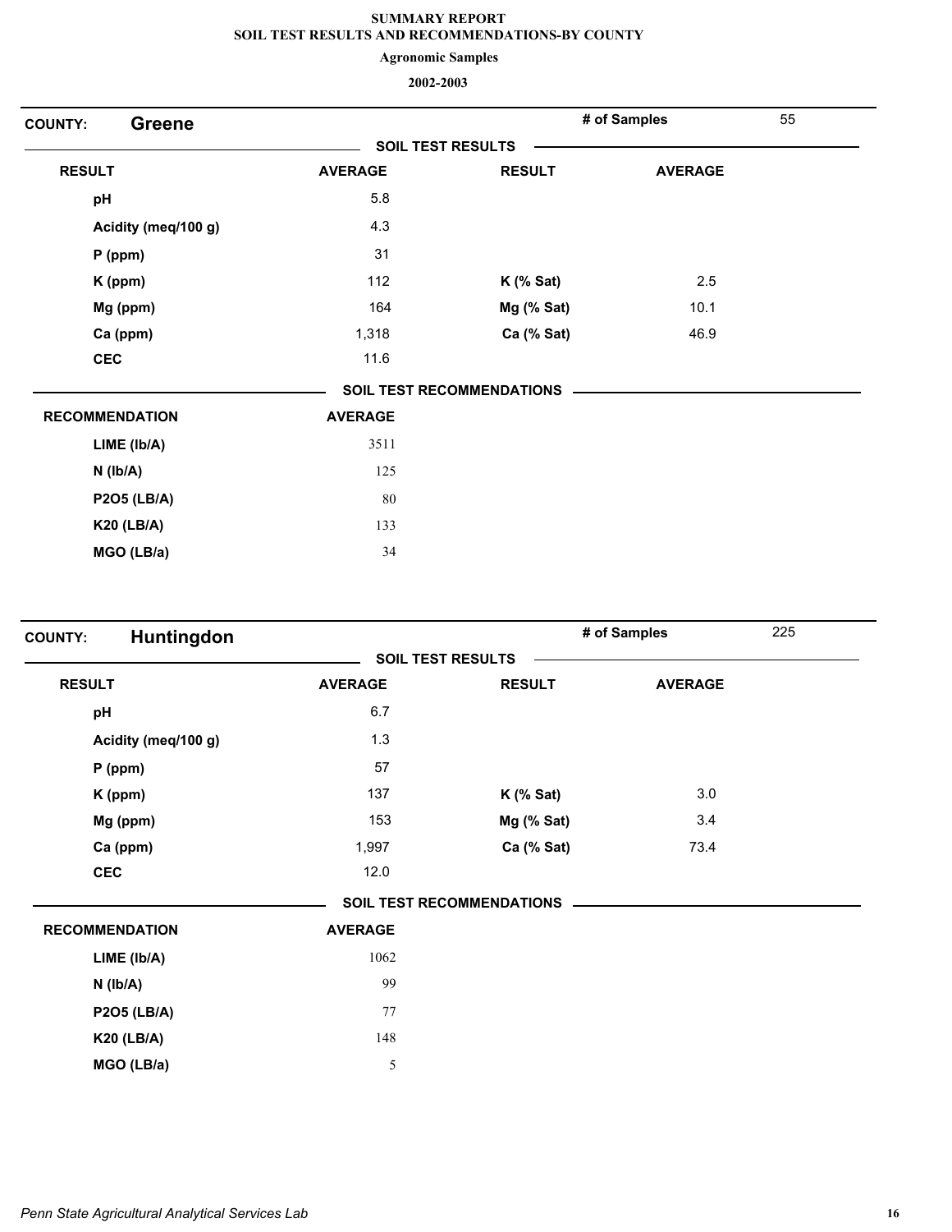**SUMMARY REPORT**
**SOIL TEST RESULTS AND RECOMMENDATIONS-BY COUNTY**

**Agronomic Samples**

**2002-2003**

**COUNTY: Greene** — **# of Samples** 55

**SOIL TEST RESULTS**

| RESULT | AVERAGE | RESULT | AVERAGE |
|---|---|---|---|
| pH | 5.8 | | |
| Acidity (meq/100 g) | 4.3 | | |
| P (ppm) | 31 | | |
| K (ppm) | 112 | K (% Sat) | 2.5 |
| Mg (ppm) | 164 | Mg (% Sat) | 10.1 |
| Ca (ppm) | 1,318 | Ca (% Sat) | 46.9 |
| CEC | 11.6 | | |

**SOIL TEST RECOMMENDATIONS**

| RECOMMENDATION | AVERAGE |
|---|---|
| LIME (lb/A) | 3511 |
| N (lb/A) | 125 |
| P2O5 (LB/A) | 80 |
| K20 (LB/A) | 133 |
| MGO (LB/a) | 34 |

**COUNTY: Huntingdon** — **# of Samples** 225

**SOIL TEST RESULTS**

| RESULT | AVERAGE | RESULT | AVERAGE |
|---|---|---|---|
| pH | 6.7 | | |
| Acidity (meq/100 g) | 1.3 | | |
| P (ppm) | 57 | | |
| K (ppm) | 137 | K (% Sat) | 3.0 |
| Mg (ppm) | 153 | Mg (% Sat) | 3.4 |
| Ca (ppm) | 1,997 | Ca (% Sat) | 73.4 |
| CEC | 12.0 | | |

**SOIL TEST RECOMMENDATIONS**

| RECOMMENDATION | AVERAGE |
|---|---|
| LIME (lb/A) | 1062 |
| N (lb/A) | 99 |
| P2O5 (LB/A) | 77 |
| K20 (LB/A) | 148 |
| MGO (LB/a) | 5 |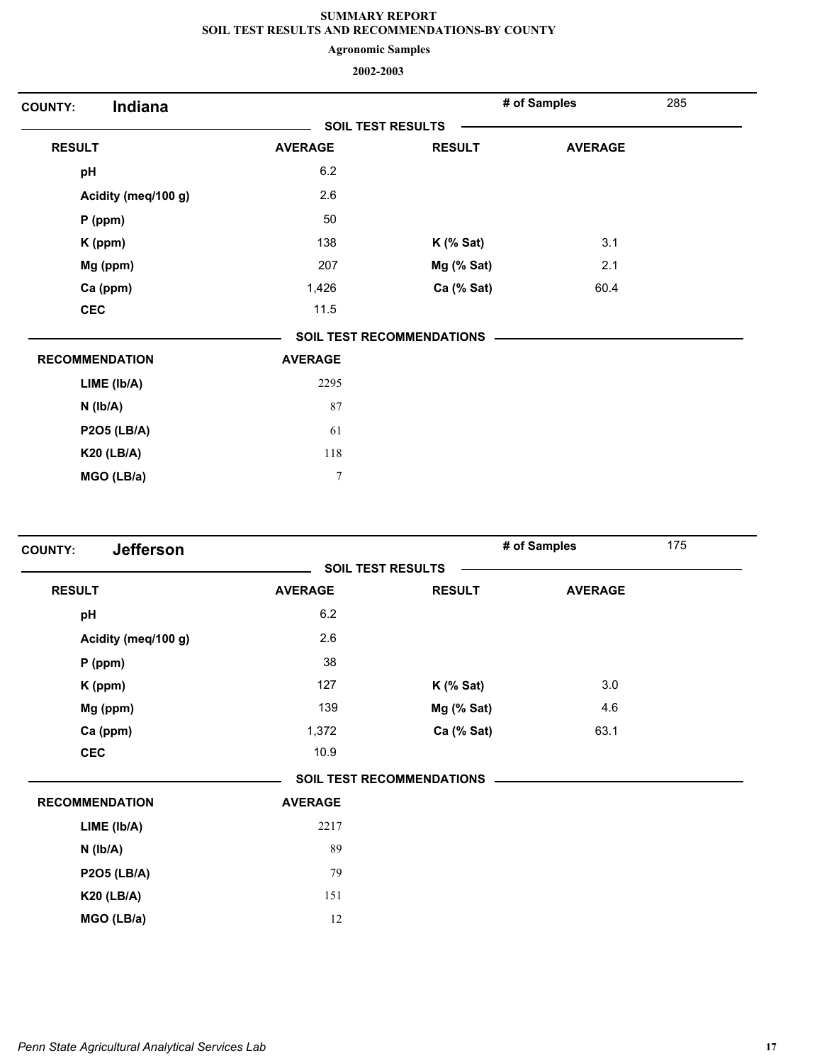# SUMMARY REPORT
## SOIL TEST RESULTS AND RECOMMENDATIONS-BY COUNTY

**Agronomic Samples**

**2002-2003**

**COUNTY: Indiana** — **# of Samples** 285

**SOIL TEST RESULTS**

| RESULT | AVERAGE | RESULT | AVERAGE |
|---|---|---|---|
| pH | 6.2 | | |
| Acidity (meq/100 g) | 2.6 | | |
| P (ppm) | 50 | | |
| K (ppm) | 138 | K (% Sat) | 3.1 |
| Mg (ppm) | 207 | Mg (% Sat) | 2.1 |
| Ca (ppm) | 1,426 | Ca (% Sat) | 60.4 |
| CEC | 11.5 | | |

**SOIL TEST RECOMMENDATIONS**

| RECOMMENDATION | AVERAGE |
|---|---|
| LIME (lb/A) | 2295 |
| N (lb/A) | 87 |
| P2O5 (LB/A) | 61 |
| K20 (LB/A) | 118 |
| MGO (LB/a) | 7 |

**COUNTY: Jefferson** — **# of Samples** 175

**SOIL TEST RESULTS**

| RESULT | AVERAGE | RESULT | AVERAGE |
|---|---|---|---|
| pH | 6.2 | | |
| Acidity (meq/100 g) | 2.6 | | |
| P (ppm) | 38 | | |
| K (ppm) | 127 | K (% Sat) | 3.0 |
| Mg (ppm) | 139 | Mg (% Sat) | 4.6 |
| Ca (ppm) | 1,372 | Ca (% Sat) | 63.1 |
| CEC | 10.9 | | |

**SOIL TEST RECOMMENDATIONS**

| RECOMMENDATION | AVERAGE |
|---|---|
| LIME (lb/A) | 2217 |
| N (lb/A) | 89 |
| P2O5 (LB/A) | 79 |
| K20 (LB/A) | 151 |
| MGO (LB/a) | 12 |

*Penn State Agricultural Analytical Services Lab*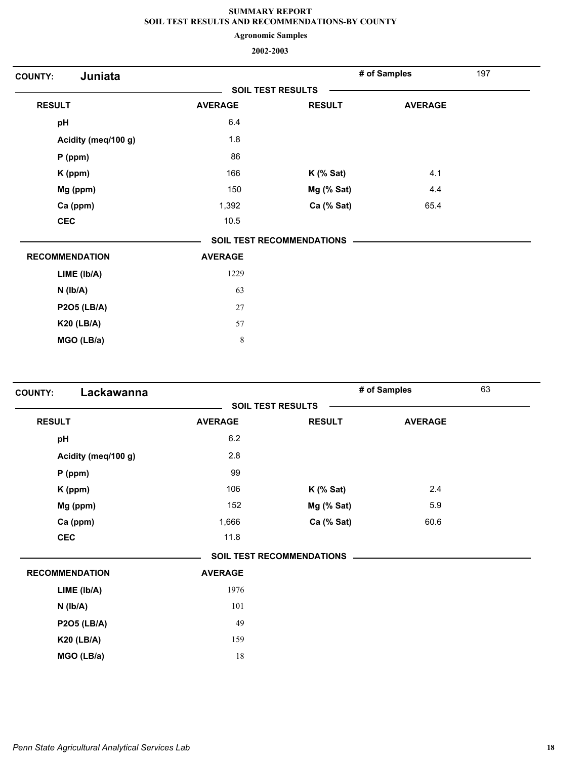**SUMMARY REPORT**
**SOIL TEST RESULTS AND RECOMMENDATIONS-BY COUNTY**
**Agronomic Samples**
**2002-2003**

## COUNTY: Juniata

**# of Samples** 197

### SOIL TEST RESULTS

| RESULT | AVERAGE | RESULT | AVERAGE |
|---|---|---|---|
| pH | 6.4 | | |
| Acidity (meq/100 g) | 1.8 | | |
| P (ppm) | 86 | | |
| K (ppm) | 166 | K (% Sat) | 4.1 |
| Mg (ppm) | 150 | Mg (% Sat) | 4.4 |
| Ca (ppm) | 1,392 | Ca (% Sat) | 65.4 |
| CEC | 10.5 | | |

### SOIL TEST RECOMMENDATIONS

| RECOMMENDATION | AVERAGE |
|---|---|
| LIME (lb/A) | 1229 |
| N (lb/A) | 63 |
| P2O5 (LB/A) | 27 |
| K20 (LB/A) | 57 |
| MGO (LB/a) | 8 |

## COUNTY: Lackawanna

**# of Samples** 63

### SOIL TEST RESULTS

| RESULT | AVERAGE | RESULT | AVERAGE |
|---|---|---|---|
| pH | 6.2 | | |
| Acidity (meq/100 g) | 2.8 | | |
| P (ppm) | 99 | | |
| K (ppm) | 106 | K (% Sat) | 2.4 |
| Mg (ppm) | 152 | Mg (% Sat) | 5.9 |
| Ca (ppm) | 1,666 | Ca (% Sat) | 60.6 |
| CEC | 11.8 | | |

### SOIL TEST RECOMMENDATIONS

| RECOMMENDATION | AVERAGE |
|---|---|
| LIME (lb/A) | 1976 |
| N (lb/A) | 101 |
| P2O5 (LB/A) | 49 |
| K20 (LB/A) | 159 |
| MGO (LB/a) | 18 |

*Penn State Agricultural Analytical Services Lab*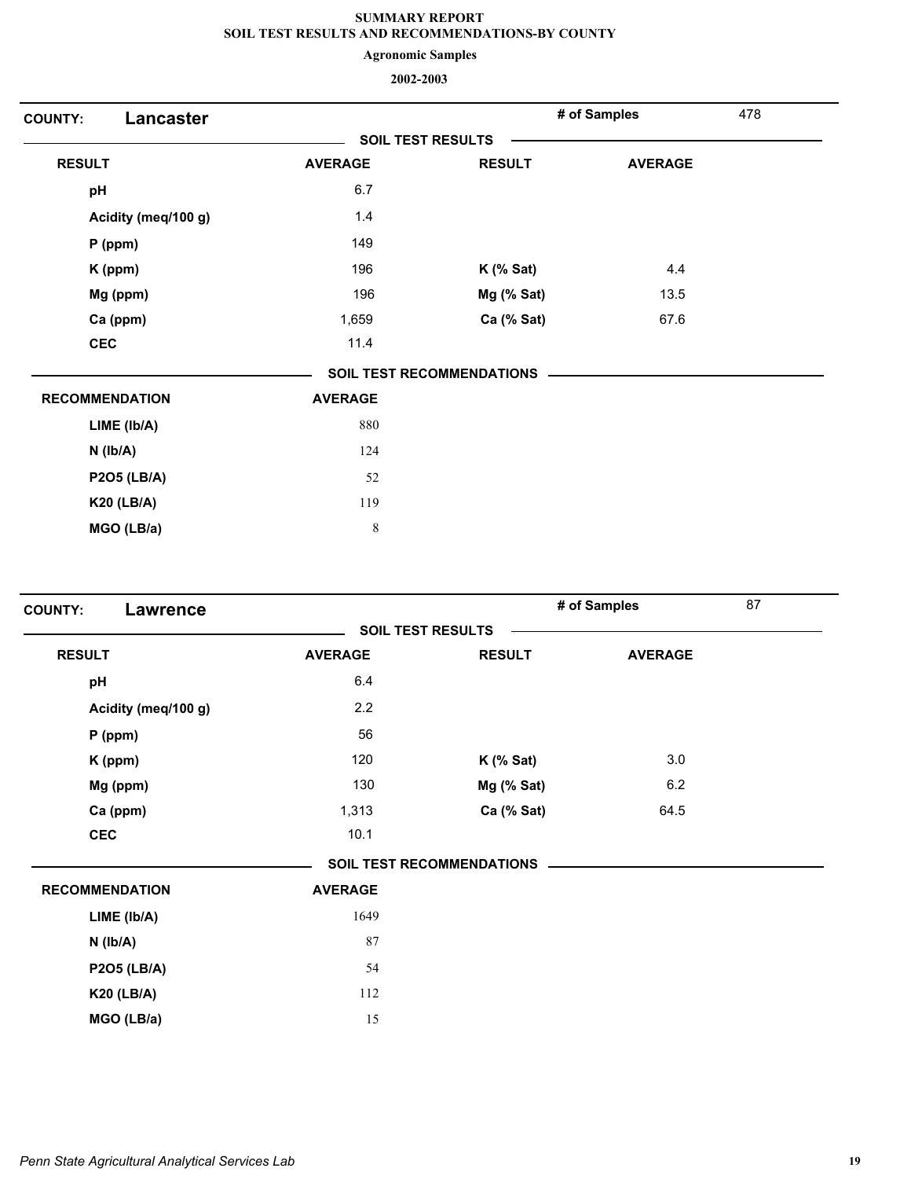**SUMMARY REPORT**
**SOIL TEST RESULTS AND RECOMMENDATIONS-BY COUNTY**
**Agronomic Samples**
**2002-2003**

## COUNTY: Lancaster

**# of Samples** 478

### SOIL TEST RESULTS

| RESULT | AVERAGE | RESULT | AVERAGE |
|---|---|---|---|
| pH | 6.7 | | |
| Acidity (meq/100 g) | 1.4 | | |
| P (ppm) | 149 | | |
| K (ppm) | 196 | K (% Sat) | 4.4 |
| Mg (ppm) | 196 | Mg (% Sat) | 13.5 |
| Ca (ppm) | 1,659 | Ca (% Sat) | 67.6 |
| CEC | 11.4 | | |

### SOIL TEST RECOMMENDATIONS

| RECOMMENDATION | AVERAGE |
|---|---|
| LIME (lb/A) | 880 |
| N (lb/A) | 124 |
| P2O5 (LB/A) | 52 |
| K20 (LB/A) | 119 |
| MGO (LB/a) | 8 |

## COUNTY: Lawrence

**# of Samples** 87

### SOIL TEST RESULTS

| RESULT | AVERAGE | RESULT | AVERAGE |
|---|---|---|---|
| pH | 6.4 | | |
| Acidity (meq/100 g) | 2.2 | | |
| P (ppm) | 56 | | |
| K (ppm) | 120 | K (% Sat) | 3.0 |
| Mg (ppm) | 130 | Mg (% Sat) | 6.2 |
| Ca (ppm) | 1,313 | Ca (% Sat) | 64.5 |
| CEC | 10.1 | | |

### SOIL TEST RECOMMENDATIONS

| RECOMMENDATION | AVERAGE |
|---|---|
| LIME (lb/A) | 1649 |
| N (lb/A) | 87 |
| P2O5 (LB/A) | 54 |
| K20 (LB/A) | 112 |
| MGO (LB/a) | 15 |

*Penn State Agricultural Analytical Services Lab*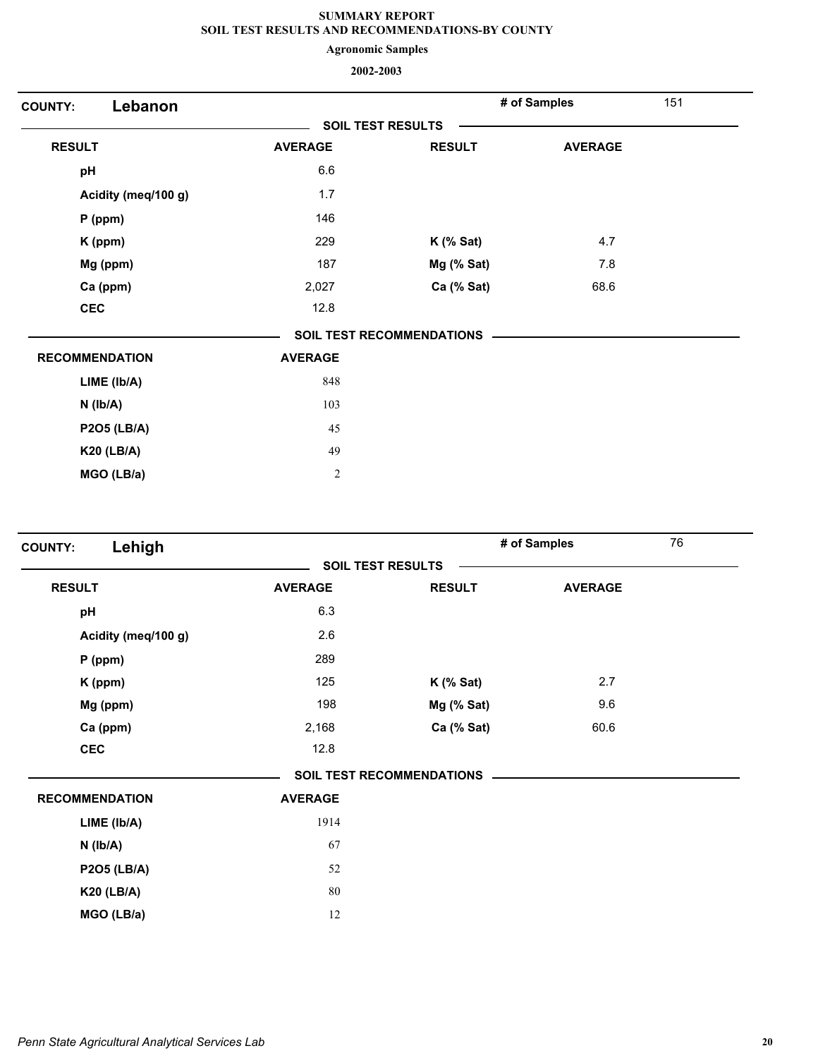**SUMMARY REPORT**
**SOIL TEST RESULTS AND RECOMMENDATIONS-BY COUNTY**

**Agronomic Samples**

**2002-2003**

## COUNTY: Lebanon

**# of Samples** 151

### SOIL TEST RESULTS

| RESULT | AVERAGE | RESULT | AVERAGE |
|---|---|---|---|
| pH | 6.6 | | |
| Acidity (meq/100 g) | 1.7 | | |
| P (ppm) | 146 | | |
| K (ppm) | 229 | K (% Sat) | 4.7 |
| Mg (ppm) | 187 | Mg (% Sat) | 7.8 |
| Ca (ppm) | 2,027 | Ca (% Sat) | 68.6 |
| CEC | 12.8 | | |

### SOIL TEST RECOMMENDATIONS

| RECOMMENDATION | AVERAGE |
|---|---|
| LIME (lb/A) | 848 |
| N (lb/A) | 103 |
| P2O5 (LB/A) | 45 |
| K20 (LB/A) | 49 |
| MGO (LB/a) | 2 |

## COUNTY: Lehigh

**# of Samples** 76

### SOIL TEST RESULTS

| RESULT | AVERAGE | RESULT | AVERAGE |
|---|---|---|---|
| pH | 6.3 | | |
| Acidity (meq/100 g) | 2.6 | | |
| P (ppm) | 289 | | |
| K (ppm) | 125 | K (% Sat) | 2.7 |
| Mg (ppm) | 198 | Mg (% Sat) | 9.6 |
| Ca (ppm) | 2,168 | Ca (% Sat) | 60.6 |
| CEC | 12.8 | | |

### SOIL TEST RECOMMENDATIONS

| RECOMMENDATION | AVERAGE |
|---|---|
| LIME (lb/A) | 1914 |
| N (lb/A) | 67 |
| P2O5 (LB/A) | 52 |
| K20 (LB/A) | 80 |
| MGO (LB/a) | 12 |

*Penn State Agricultural Analytical Services Lab*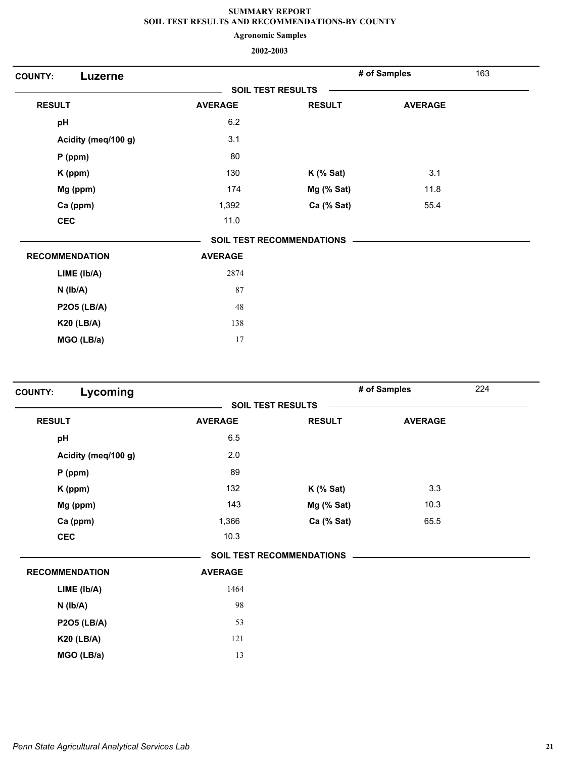# SUMMARY REPORT
## SOIL TEST RESULTS AND RECOMMENDATIONS-BY COUNTY

**Agronomic Samples**

**2002-2003**

**COUNTY: Luzerne** | **# of Samples** 163

**SOIL TEST RESULTS**

| RESULT | AVERAGE | RESULT | AVERAGE |
|---|---|---|---|
| pH | 6.2 | | |
| Acidity (meq/100 g) | 3.1 | | |
| P (ppm) | 80 | | |
| K (ppm) | 130 | K (% Sat) | 3.1 |
| Mg (ppm) | 174 | Mg (% Sat) | 11.8 |
| Ca (ppm) | 1,392 | Ca (% Sat) | 55.4 |
| CEC | 11.0 | | |

**SOIL TEST RECOMMENDATIONS**

| RECOMMENDATION | AVERAGE |
|---|---|
| LIME (lb/A) | 2874 |
| N (lb/A) | 87 |
| P2O5 (LB/A) | 48 |
| K20 (LB/A) | 138 |
| MGO (LB/a) | 17 |

**COUNTY: Lycoming** | **# of Samples** 224

**SOIL TEST RESULTS**

| RESULT | AVERAGE | RESULT | AVERAGE |
|---|---|---|---|
| pH | 6.5 | | |
| Acidity (meq/100 g) | 2.0 | | |
| P (ppm) | 89 | | |
| K (ppm) | 132 | K (% Sat) | 3.3 |
| Mg (ppm) | 143 | Mg (% Sat) | 10.3 |
| Ca (ppm) | 1,366 | Ca (% Sat) | 65.5 |
| CEC | 10.3 | | |

**SOIL TEST RECOMMENDATIONS**

| RECOMMENDATION | AVERAGE |
|---|---|
| LIME (lb/A) | 1464 |
| N (lb/A) | 98 |
| P2O5 (LB/A) | 53 |
| K20 (LB/A) | 121 |
| MGO (LB/a) | 13 |

*Penn State Agricultural Analytical Services Lab*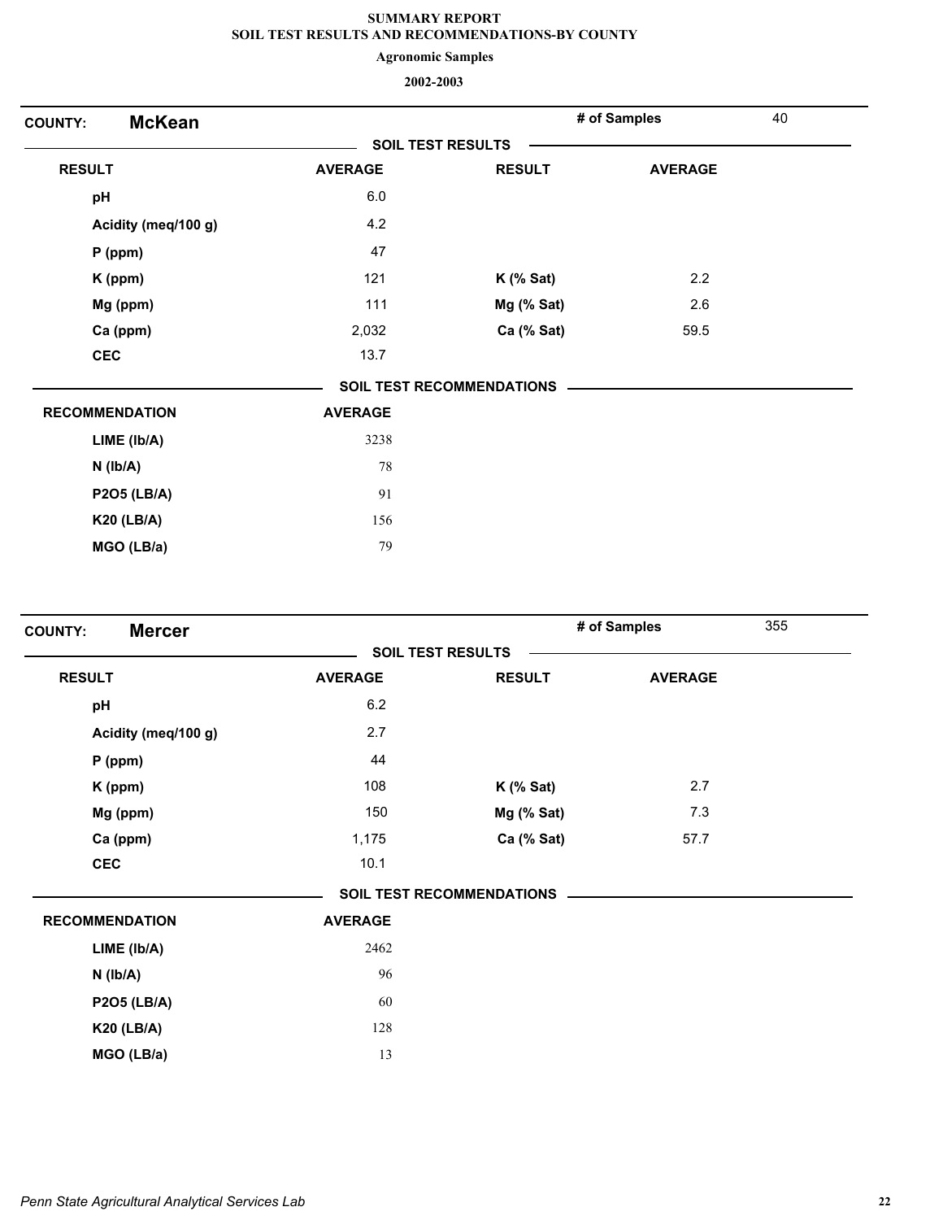# SUMMARY REPORT
## SOIL TEST RESULTS AND RECOMMENDATIONS-BY COUNTY
### Agronomic Samples
### 2002-2003

**COUNTY: McKean** — **# of Samples** 40

**SOIL TEST RESULTS**

| RESULT | AVERAGE | RESULT | AVERAGE |
|---|---|---|---|
| pH | 6.0 | | |
| Acidity (meq/100 g) | 4.2 | | |
| P (ppm) | 47 | | |
| K (ppm) | 121 | K (% Sat) | 2.2 |
| Mg (ppm) | 111 | Mg (% Sat) | 2.6 |
| Ca (ppm) | 2,032 | Ca (% Sat) | 59.5 |
| CEC | 13.7 | | |

**SOIL TEST RECOMMENDATIONS**

| RECOMMENDATION | AVERAGE |
|---|---|
| LIME (lb/A) | 3238 |
| N (lb/A) | 78 |
| P2O5 (LB/A) | 91 |
| K20 (LB/A) | 156 |
| MGO (LB/a) | 79 |

**COUNTY: Mercer** — **# of Samples** 355

**SOIL TEST RESULTS**

| RESULT | AVERAGE | RESULT | AVERAGE |
|---|---|---|---|
| pH | 6.2 | | |
| Acidity (meq/100 g) | 2.7 | | |
| P (ppm) | 44 | | |
| K (ppm) | 108 | K (% Sat) | 2.7 |
| Mg (ppm) | 150 | Mg (% Sat) | 7.3 |
| Ca (ppm) | 1,175 | Ca (% Sat) | 57.7 |
| CEC | 10.1 | | |

**SOIL TEST RECOMMENDATIONS**

| RECOMMENDATION | AVERAGE |
|---|---|
| LIME (lb/A) | 2462 |
| N (lb/A) | 96 |
| P2O5 (LB/A) | 60 |
| K20 (LB/A) | 128 |
| MGO (LB/a) | 13 |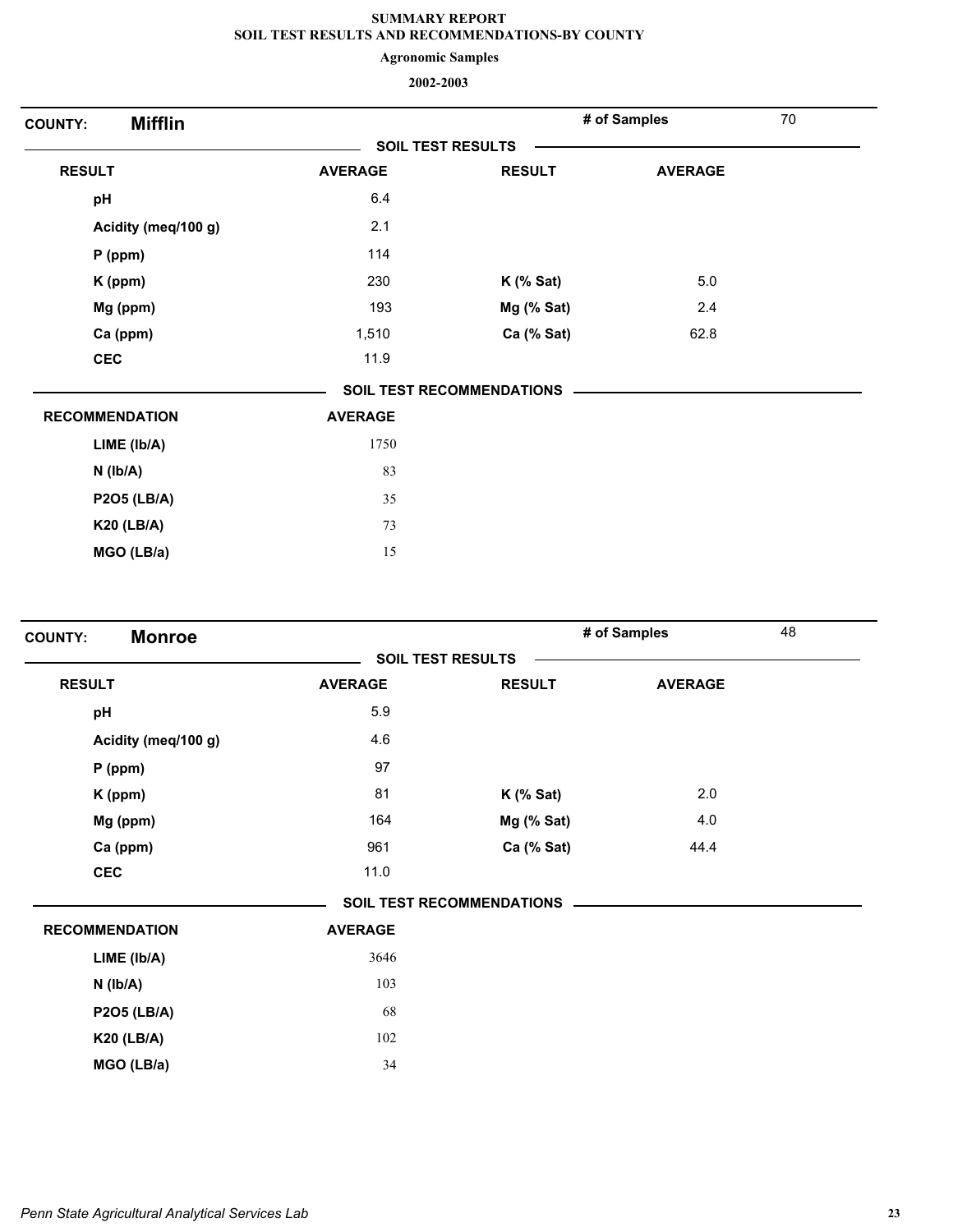**SUMMARY REPORT**
**SOIL TEST RESULTS AND RECOMMENDATIONS-BY COUNTY**

**Agronomic Samples**

**2002-2003**

**COUNTY: Mifflin** — **# of Samples** 70

**SOIL TEST RESULTS**

| RESULT | AVERAGE | RESULT | AVERAGE |
|---|---|---|---|
| pH | 6.4 | | |
| Acidity (meq/100 g) | 2.1 | | |
| P (ppm) | 114 | | |
| K (ppm) | 230 | K (% Sat) | 5.0 |
| Mg (ppm) | 193 | Mg (% Sat) | 2.4 |
| Ca (ppm) | 1,510 | Ca (% Sat) | 62.8 |
| CEC | 11.9 | | |

**SOIL TEST RECOMMENDATIONS**

| RECOMMENDATION | AVERAGE |
|---|---|
| LIME (lb/A) | 1750 |
| N (lb/A) | 83 |
| P2O5 (LB/A) | 35 |
| K20 (LB/A) | 73 |
| MGO (LB/a) | 15 |

**COUNTY: Monroe** — **# of Samples** 48

**SOIL TEST RESULTS**

| RESULT | AVERAGE | RESULT | AVERAGE |
|---|---|---|---|
| pH | 5.9 | | |
| Acidity (meq/100 g) | 4.6 | | |
| P (ppm) | 97 | | |
| K (ppm) | 81 | K (% Sat) | 2.0 |
| Mg (ppm) | 164 | Mg (% Sat) | 4.0 |
| Ca (ppm) | 961 | Ca (% Sat) | 44.4 |
| CEC | 11.0 | | |

**SOIL TEST RECOMMENDATIONS**

| RECOMMENDATION | AVERAGE |
|---|---|
| LIME (lb/A) | 3646 |
| N (lb/A) | 103 |
| P2O5 (LB/A) | 68 |
| K20 (LB/A) | 102 |
| MGO (LB/a) | 34 |

*Penn State Agricultural Analytical Services Lab*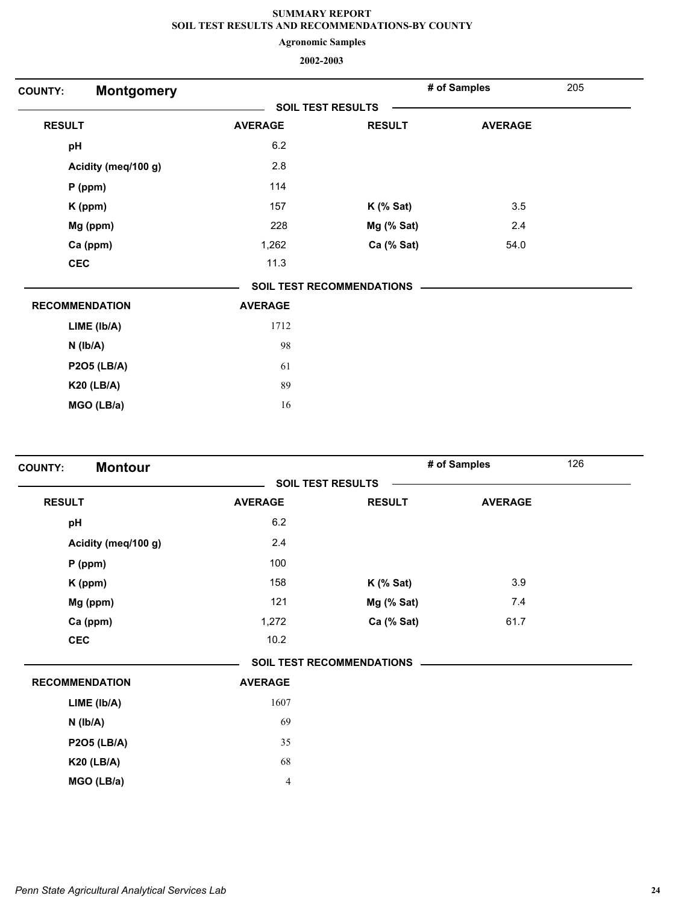# SUMMARY REPORT
## SOIL TEST RESULTS AND RECOMMENDATIONS-BY COUNTY
### Agronomic Samples
### 2002-2003

**COUNTY: Montgomery** | **# of Samples** 205

**SOIL TEST RESULTS**

| RESULT | AVERAGE | RESULT | AVERAGE |
|---|---|---|---|
| pH | 6.2 | | |
| Acidity (meq/100 g) | 2.8 | | |
| P (ppm) | 114 | | |
| K (ppm) | 157 | K (% Sat) | 3.5 |
| Mg (ppm) | 228 | Mg (% Sat) | 2.4 |
| Ca (ppm) | 1,262 | Ca (% Sat) | 54.0 |
| CEC | 11.3 | | |

**SOIL TEST RECOMMENDATIONS**

| RECOMMENDATION | AVERAGE |
|---|---|
| LIME (lb/A) | 1712 |
| N (lb/A) | 98 |
| P2O5 (LB/A) | 61 |
| K20 (LB/A) | 89 |
| MGO (LB/a) | 16 |

**COUNTY: Montour** | **# of Samples** 126

**SOIL TEST RESULTS**

| RESULT | AVERAGE | RESULT | AVERAGE |
|---|---|---|---|
| pH | 6.2 | | |
| Acidity (meq/100 g) | 2.4 | | |
| P (ppm) | 100 | | |
| K (ppm) | 158 | K (% Sat) | 3.9 |
| Mg (ppm) | 121 | Mg (% Sat) | 7.4 |
| Ca (ppm) | 1,272 | Ca (% Sat) | 61.7 |
| CEC | 10.2 | | |

**SOIL TEST RECOMMENDATIONS**

| RECOMMENDATION | AVERAGE |
|---|---|
| LIME (lb/A) | 1607 |
| N (lb/A) | 69 |
| P2O5 (LB/A) | 35 |
| K20 (LB/A) | 68 |
| MGO (LB/a) | 4 |

*Penn State Agricultural Analytical Services Lab*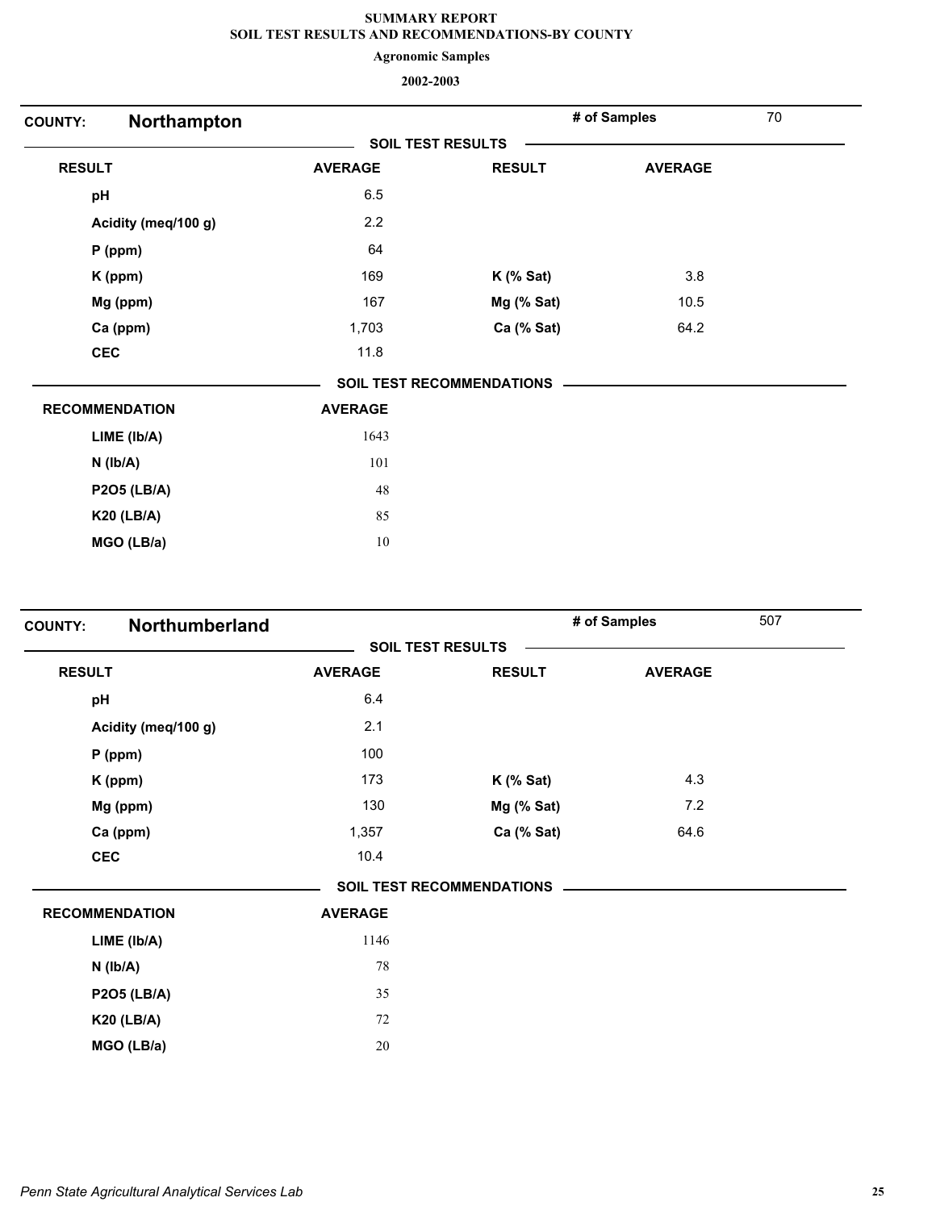**SUMMARY REPORT**
**SOIL TEST RESULTS AND RECOMMENDATIONS-BY COUNTY**

**Agronomic Samples**

**2002-2003**

## COUNTY: Northampton

**# of Samples** 70

**SOIL TEST RESULTS**

| RESULT | AVERAGE | RESULT | AVERAGE |
|---|---|---|---|
| pH | 6.5 | | |
| Acidity (meq/100 g) | 2.2 | | |
| P (ppm) | 64 | | |
| K (ppm) | 169 | K (% Sat) | 3.8 |
| Mg (ppm) | 167 | Mg (% Sat) | 10.5 |
| Ca (ppm) | 1,703 | Ca (% Sat) | 64.2 |
| CEC | 11.8 | | |

**SOIL TEST RECOMMENDATIONS**

| RECOMMENDATION | AVERAGE |
|---|---|
| LIME (lb/A) | 1643 |
| N (lb/A) | 101 |
| P2O5 (LB/A) | 48 |
| K20 (LB/A) | 85 |
| MGO (LB/a) | 10 |

## COUNTY: Northumberland

**# of Samples** 507

**SOIL TEST RESULTS**

| RESULT | AVERAGE | RESULT | AVERAGE |
|---|---|---|---|
| pH | 6.4 | | |
| Acidity (meq/100 g) | 2.1 | | |
| P (ppm) | 100 | | |
| K (ppm) | 173 | K (% Sat) | 4.3 |
| Mg (ppm) | 130 | Mg (% Sat) | 7.2 |
| Ca (ppm) | 1,357 | Ca (% Sat) | 64.6 |
| CEC | 10.4 | | |

**SOIL TEST RECOMMENDATIONS**

| RECOMMENDATION | AVERAGE |
|---|---|
| LIME (lb/A) | 1146 |
| N (lb/A) | 78 |
| P2O5 (LB/A) | 35 |
| K20 (LB/A) | 72 |
| MGO (LB/a) | 20 |

*Penn State Agricultural Analytical Services Lab*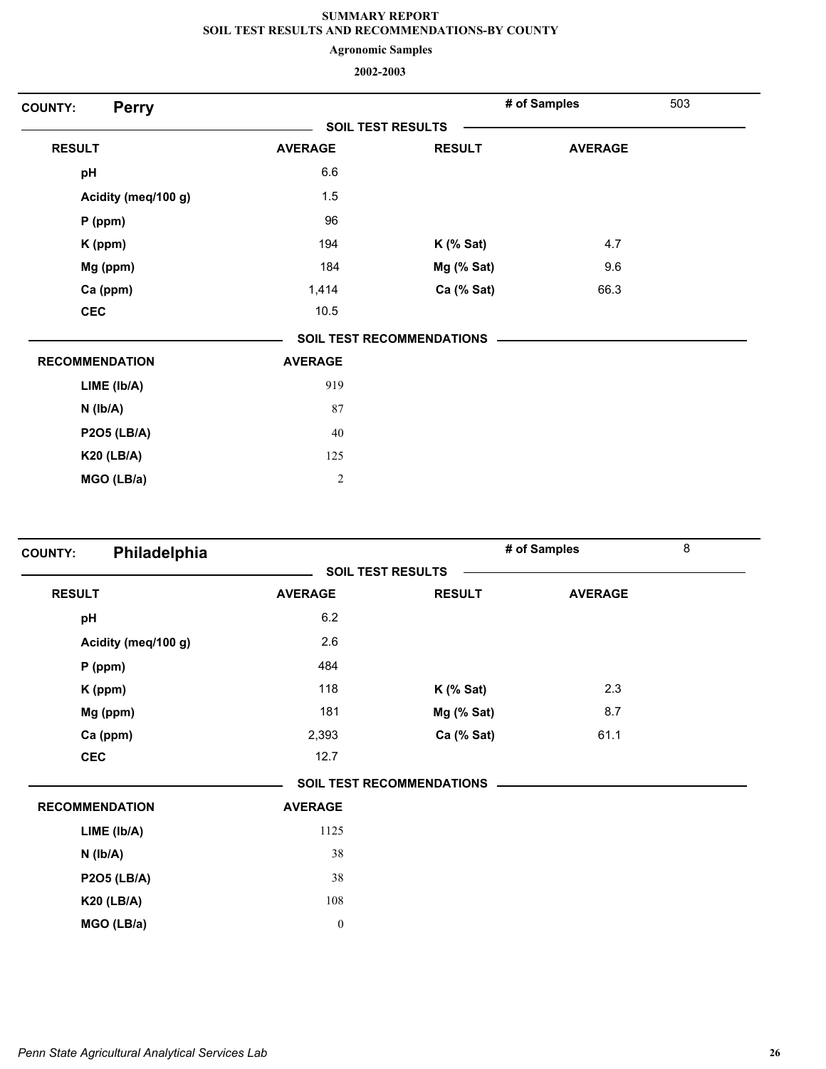# SUMMARY REPORT
## SOIL TEST RESULTS AND RECOMMENDATIONS-BY COUNTY
### Agronomic Samples
### 2002-2003

**COUNTY:** **Perry** | **# of Samples** 503

**SOIL TEST RESULTS**

| RESULT | AVERAGE | RESULT | AVERAGE |
|---|---|---|---|
| pH | 6.6 | | |
| Acidity (meq/100 g) | 1.5 | | |
| P (ppm) | 96 | | |
| K (ppm) | 194 | K (% Sat) | 4.7 |
| Mg (ppm) | 184 | Mg (% Sat) | 9.6 |
| Ca (ppm) | 1,414 | Ca (% Sat) | 66.3 |
| CEC | 10.5 | | |

**SOIL TEST RECOMMENDATIONS**

| RECOMMENDATION | AVERAGE |
|---|---|
| LIME (lb/A) | 919 |
| N (lb/A) | 87 |
| P2O5 (LB/A) | 40 |
| K20 (LB/A) | 125 |
| MGO (LB/a) | 2 |

**COUNTY:** **Philadelphia** | **# of Samples** 8

**SOIL TEST RESULTS**

| RESULT | AVERAGE | RESULT | AVERAGE |
|---|---|---|---|
| pH | 6.2 | | |
| Acidity (meq/100 g) | 2.6 | | |
| P (ppm) | 484 | | |
| K (ppm) | 118 | K (% Sat) | 2.3 |
| Mg (ppm) | 181 | Mg (% Sat) | 8.7 |
| Ca (ppm) | 2,393 | Ca (% Sat) | 61.1 |
| CEC | 12.7 | | |

**SOIL TEST RECOMMENDATIONS**

| RECOMMENDATION | AVERAGE |
|---|---|
| LIME (lb/A) | 1125 |
| N (lb/A) | 38 |
| P2O5 (LB/A) | 38 |
| K20 (LB/A) | 108 |
| MGO (LB/a) | 0 |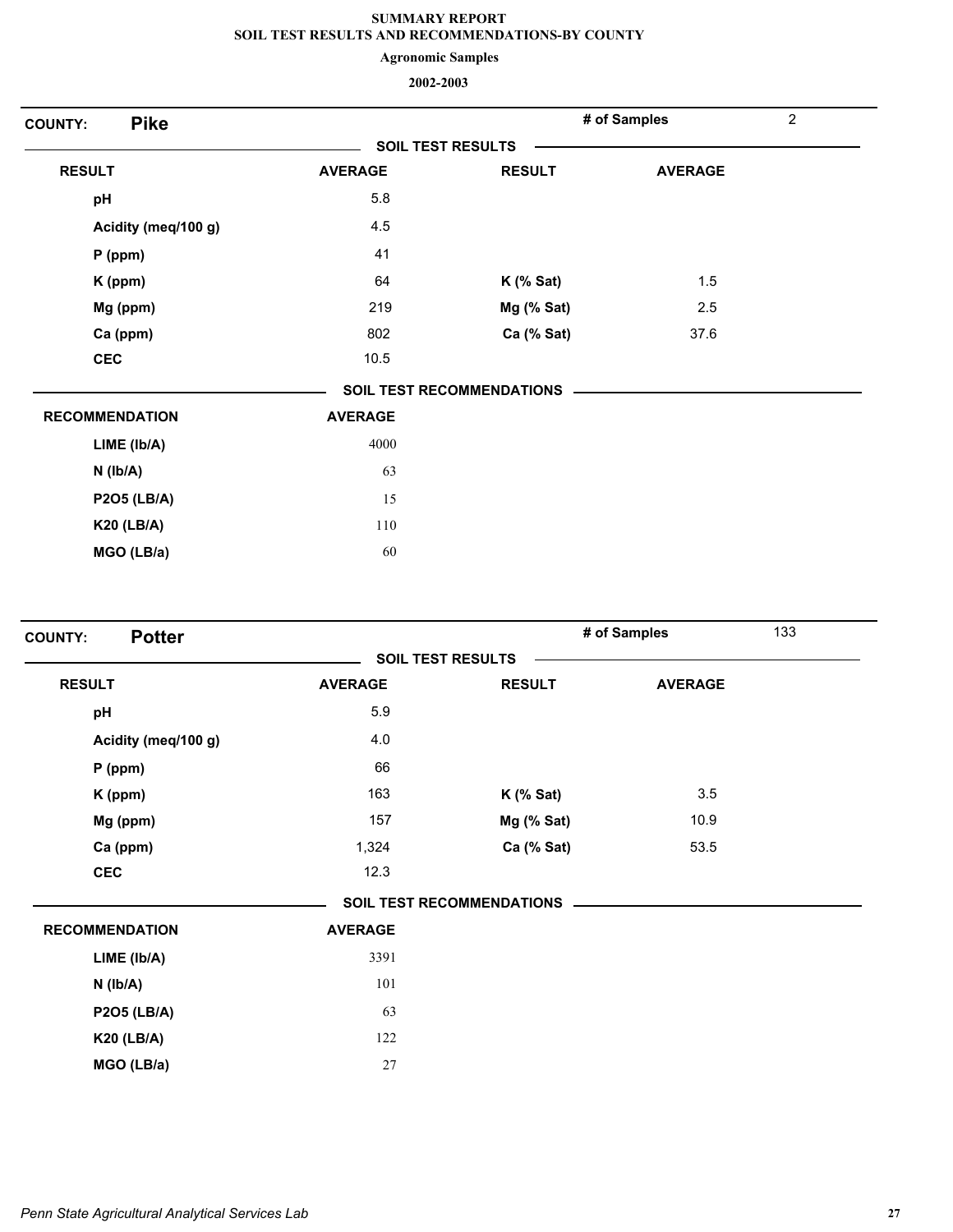**SUMMARY REPORT**
**SOIL TEST RESULTS AND RECOMMENDATIONS-BY COUNTY**

**Agronomic Samples**

**2002-2003**

## COUNTY: Pike

**# of Samples** 2

### SOIL TEST RESULTS

| RESULT | AVERAGE | RESULT | AVERAGE |
|---|---|---|---|
| pH | 5.8 | | |
| Acidity (meq/100 g) | 4.5 | | |
| P (ppm) | 41 | | |
| K (ppm) | 64 | K (% Sat) | 1.5 |
| Mg (ppm) | 219 | Mg (% Sat) | 2.5 |
| Ca (ppm) | 802 | Ca (% Sat) | 37.6 |
| CEC | 10.5 | | |

### SOIL TEST RECOMMENDATIONS

| RECOMMENDATION | AVERAGE |
|---|---|
| LIME (lb/A) | 4000 |
| N (lb/A) | 63 |
| P2O5 (LB/A) | 15 |
| K20 (LB/A) | 110 |
| MGO (LB/a) | 60 |

## COUNTY: Potter

**# of Samples** 133

### SOIL TEST RESULTS

| RESULT | AVERAGE | RESULT | AVERAGE |
|---|---|---|---|
| pH | 5.9 | | |
| Acidity (meq/100 g) | 4.0 | | |
| P (ppm) | 66 | | |
| K (ppm) | 163 | K (% Sat) | 3.5 |
| Mg (ppm) | 157 | Mg (% Sat) | 10.9 |
| Ca (ppm) | 1,324 | Ca (% Sat) | 53.5 |
| CEC | 12.3 | | |

### SOIL TEST RECOMMENDATIONS

| RECOMMENDATION | AVERAGE |
|---|---|
| LIME (lb/A) | 3391 |
| N (lb/A) | 101 |
| P2O5 (LB/A) | 63 |
| K20 (LB/A) | 122 |
| MGO (LB/a) | 27 |

*Penn State Agricultural Analytical Services Lab*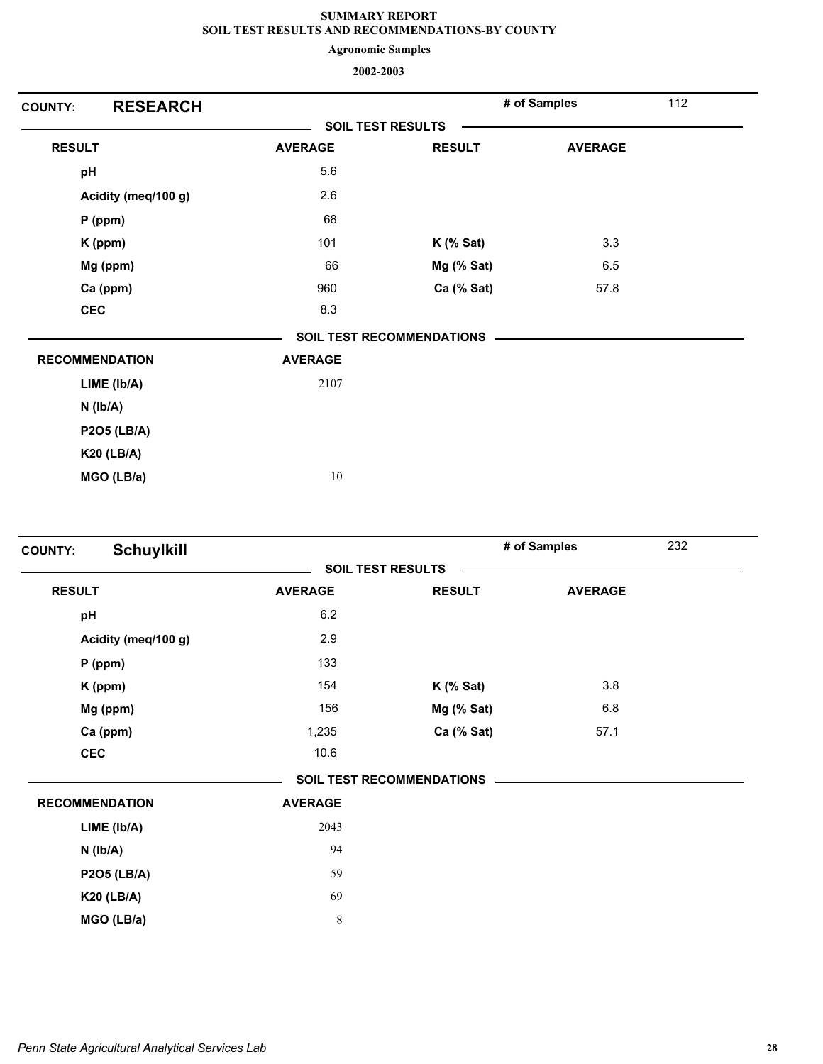# SUMMARY REPORT
## SOIL TEST RESULTS AND RECOMMENDATIONS-BY COUNTY

**Agronomic Samples**

**2002-2003**

**COUNTY: RESEARCH** — **# of Samples** 112

**SOIL TEST RESULTS**

| RESULT | AVERAGE | RESULT | AVERAGE |
|---|---|---|---|
| pH | 5.6 | | |
| Acidity (meq/100 g) | 2.6 | | |
| P (ppm) | 68 | | |
| K (ppm) | 101 | K (% Sat) | 3.3 |
| Mg (ppm) | 66 | Mg (% Sat) | 6.5 |
| Ca (ppm) | 960 | Ca (% Sat) | 57.8 |
| CEC | 8.3 | | |

**SOIL TEST RECOMMENDATIONS**

| RECOMMENDATION | AVERAGE |
|---|---|
| LIME (lb/A) | 2107 |
| N (lb/A) | |
| P2O5 (LB/A) | |
| K20 (LB/A) | |
| MGO (LB/a) | 10 |

**COUNTY: Schuylkill** — **# of Samples** 232

**SOIL TEST RESULTS**

| RESULT | AVERAGE | RESULT | AVERAGE |
|---|---|---|---|
| pH | 6.2 | | |
| Acidity (meq/100 g) | 2.9 | | |
| P (ppm) | 133 | | |
| K (ppm) | 154 | K (% Sat) | 3.8 |
| Mg (ppm) | 156 | Mg (% Sat) | 6.8 |
| Ca (ppm) | 1,235 | Ca (% Sat) | 57.1 |
| CEC | 10.6 | | |

**SOIL TEST RECOMMENDATIONS**

| RECOMMENDATION | AVERAGE |
|---|---|
| LIME (lb/A) | 2043 |
| N (lb/A) | 94 |
| P2O5 (LB/A) | 59 |
| K20 (LB/A) | 69 |
| MGO (LB/a) | 8 |

*Penn State Agricultural Analytical Services Lab*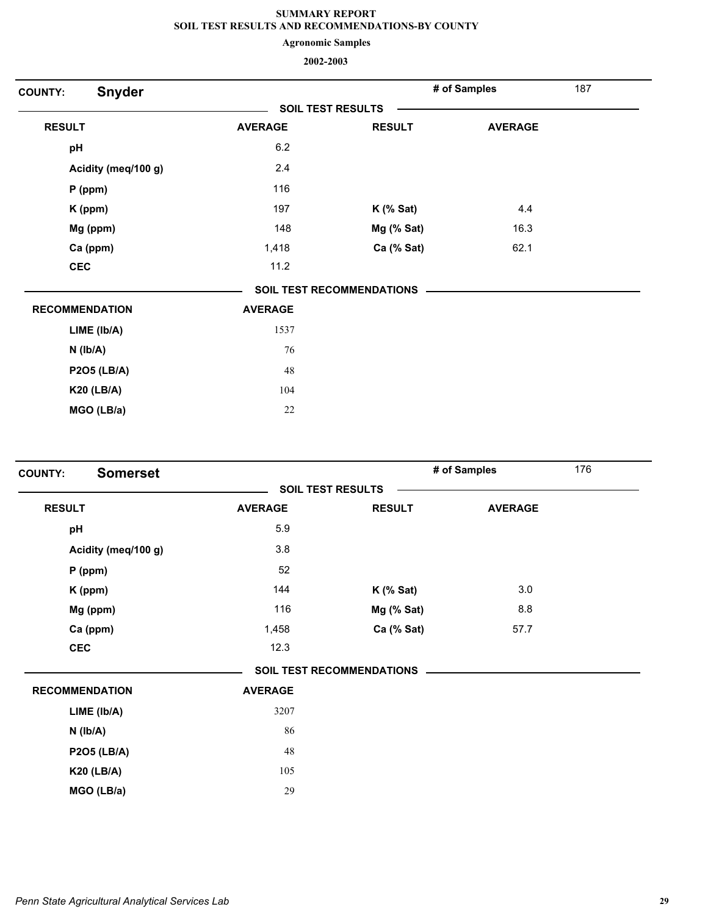**SUMMARY REPORT**
**SOIL TEST RESULTS AND RECOMMENDATIONS-BY COUNTY**

**Agronomic Samples**

**2002-2003**

## COUNTY: Snyder

**# of Samples** 187

### SOIL TEST RESULTS

| RESULT | AVERAGE | RESULT | AVERAGE |
|---|---|---|---|
| pH | 6.2 | | |
| Acidity (meq/100 g) | 2.4 | | |
| P (ppm) | 116 | | |
| K (ppm) | 197 | K (% Sat) | 4.4 |
| Mg (ppm) | 148 | Mg (% Sat) | 16.3 |
| Ca (ppm) | 1,418 | Ca (% Sat) | 62.1 |
| CEC | 11.2 | | |

### SOIL TEST RECOMMENDATIONS

| RECOMMENDATION | AVERAGE |
|---|---|
| LIME (lb/A) | 1537 |
| N (lb/A) | 76 |
| P2O5 (LB/A) | 48 |
| K20 (LB/A) | 104 |
| MGO (LB/a) | 22 |

## COUNTY: Somerset

**# of Samples** 176

### SOIL TEST RESULTS

| RESULT | AVERAGE | RESULT | AVERAGE |
|---|---|---|---|
| pH | 5.9 | | |
| Acidity (meq/100 g) | 3.8 | | |
| P (ppm) | 52 | | |
| K (ppm) | 144 | K (% Sat) | 3.0 |
| Mg (ppm) | 116 | Mg (% Sat) | 8.8 |
| Ca (ppm) | 1,458 | Ca (% Sat) | 57.7 |
| CEC | 12.3 | | |

### SOIL TEST RECOMMENDATIONS

| RECOMMENDATION | AVERAGE |
|---|---|
| LIME (lb/A) | 3207 |
| N (lb/A) | 86 |
| P2O5 (LB/A) | 48 |
| K20 (LB/A) | 105 |
| MGO (LB/a) | 29 |

*Penn State Agricultural Analytical Services Lab*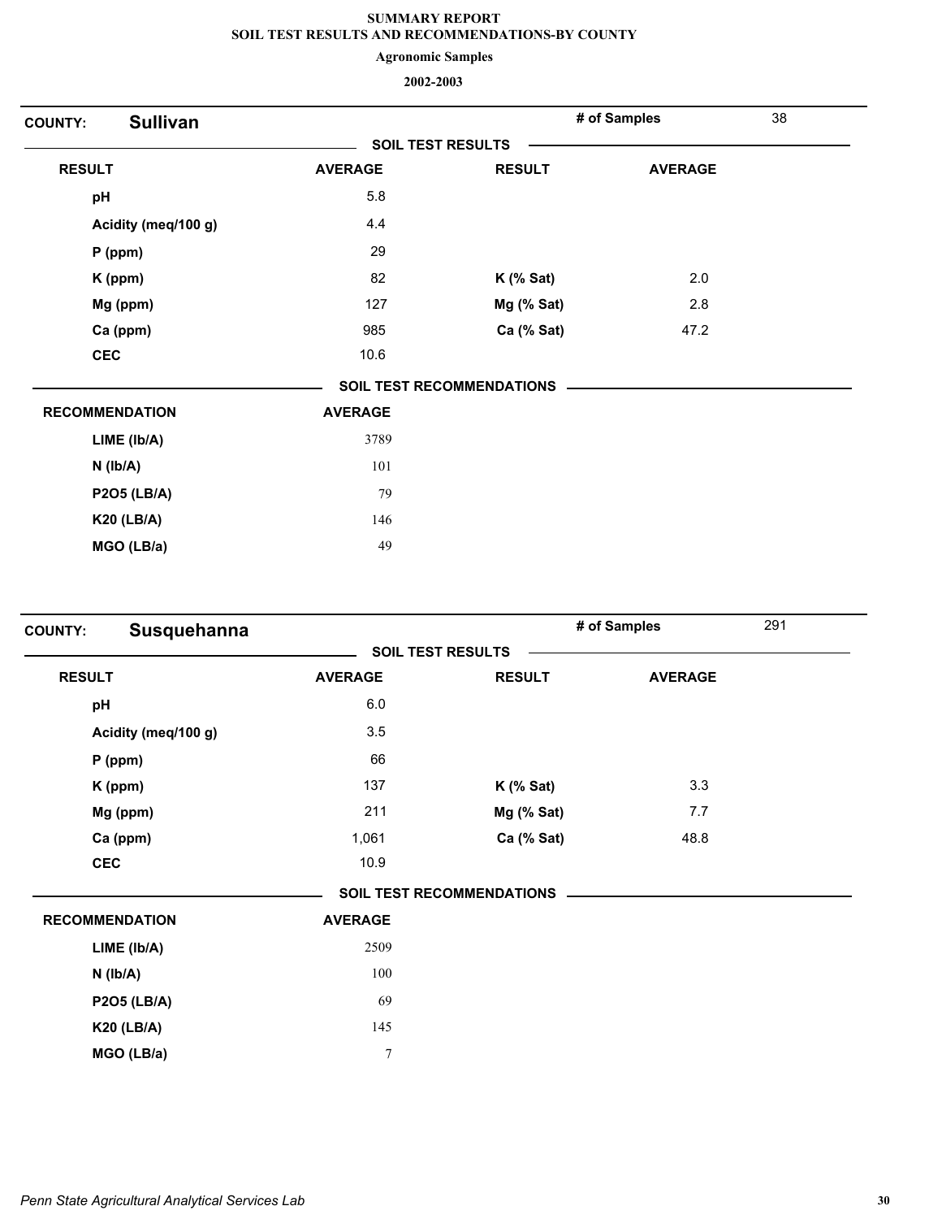# SUMMARY REPORT
## SOIL TEST RESULTS AND RECOMMENDATIONS-BY COUNTY
### Agronomic Samples
### 2002-2003

**COUNTY:** **Sullivan** — **# of Samples** 38

**SOIL TEST RESULTS**

| RESULT | AVERAGE | RESULT | AVERAGE |
|---|---|---|---|
| pH | 5.8 | | |
| Acidity (meq/100 g) | 4.4 | | |
| P (ppm) | 29 | | |
| K (ppm) | 82 | K (% Sat) | 2.0 |
| Mg (ppm) | 127 | Mg (% Sat) | 2.8 |
| Ca (ppm) | 985 | Ca (% Sat) | 47.2 |
| CEC | 10.6 | | |

**SOIL TEST RECOMMENDATIONS**

| RECOMMENDATION | AVERAGE |
|---|---|
| LIME (lb/A) | 3789 |
| N (lb/A) | 101 |
| P2O5 (LB/A) | 79 |
| K20 (LB/A) | 146 |
| MGO (LB/a) | 49 |

**COUNTY:** **Susquehanna** — **# of Samples** 291

**SOIL TEST RESULTS**

| RESULT | AVERAGE | RESULT | AVERAGE |
|---|---|---|---|
| pH | 6.0 | | |
| Acidity (meq/100 g) | 3.5 | | |
| P (ppm) | 66 | | |
| K (ppm) | 137 | K (% Sat) | 3.3 |
| Mg (ppm) | 211 | Mg (% Sat) | 7.7 |
| Ca (ppm) | 1,061 | Ca (% Sat) | 48.8 |
| CEC | 10.9 | | |

**SOIL TEST RECOMMENDATIONS**

| RECOMMENDATION | AVERAGE |
|---|---|
| LIME (lb/A) | 2509 |
| N (lb/A) | 100 |
| P2O5 (LB/A) | 69 |
| K20 (LB/A) | 145 |
| MGO (LB/a) | 7 |

*Penn State Agricultural Analytical Services Lab*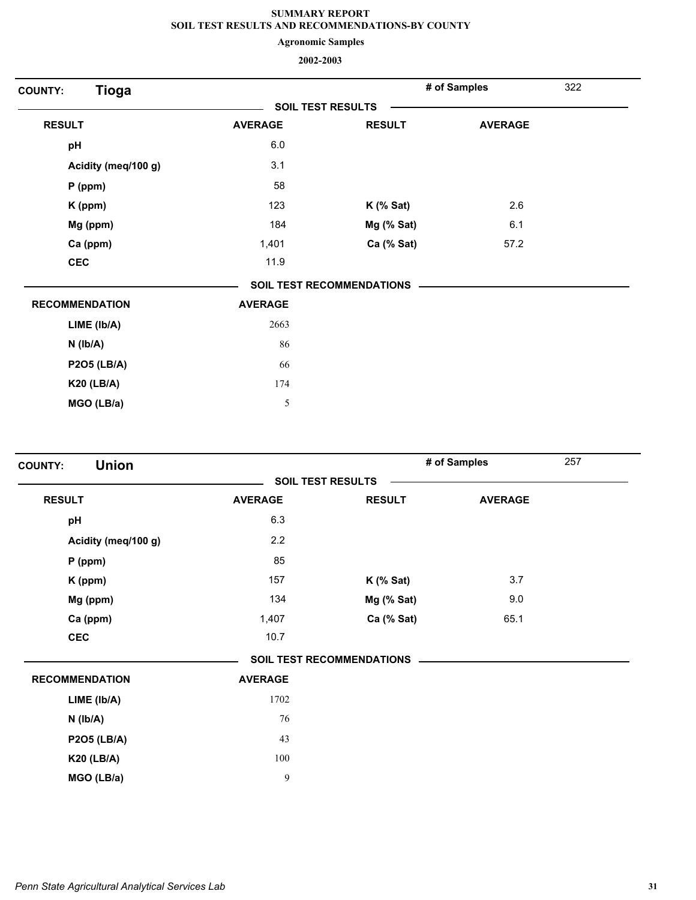**SUMMARY REPORT**
**SOIL TEST RESULTS AND RECOMMENDATIONS-BY COUNTY**

**Agronomic Samples**

**2002-2003**

## COUNTY: Tioga

**# of Samples** 322

**SOIL TEST RESULTS**

| RESULT | AVERAGE | RESULT | AVERAGE |
|---|---|---|---|
| pH | 6.0 | | |
| Acidity (meq/100 g) | 3.1 | | |
| P (ppm) | 58 | | |
| K (ppm) | 123 | K (% Sat) | 2.6 |
| Mg (ppm) | 184 | Mg (% Sat) | 6.1 |
| Ca (ppm) | 1,401 | Ca (% Sat) | 57.2 |
| CEC | 11.9 | | |

**SOIL TEST RECOMMENDATIONS**

| RECOMMENDATION | AVERAGE |
|---|---|
| LIME (lb/A) | 2663 |
| N (lb/A) | 86 |
| P2O5 (LB/A) | 66 |
| K20 (LB/A) | 174 |
| MGO (LB/a) | 5 |

## COUNTY: Union

**# of Samples** 257

**SOIL TEST RESULTS**

| RESULT | AVERAGE | RESULT | AVERAGE |
|---|---|---|---|
| pH | 6.3 | | |
| Acidity (meq/100 g) | 2.2 | | |
| P (ppm) | 85 | | |
| K (ppm) | 157 | K (% Sat) | 3.7 |
| Mg (ppm) | 134 | Mg (% Sat) | 9.0 |
| Ca (ppm) | 1,407 | Ca (% Sat) | 65.1 |
| CEC | 10.7 | | |

**SOIL TEST RECOMMENDATIONS**

| RECOMMENDATION | AVERAGE |
|---|---|
| LIME (lb/A) | 1702 |
| N (lb/A) | 76 |
| P2O5 (LB/A) | 43 |
| K20 (LB/A) | 100 |
| MGO (LB/a) | 9 |

*Penn State Agricultural Analytical Services Lab*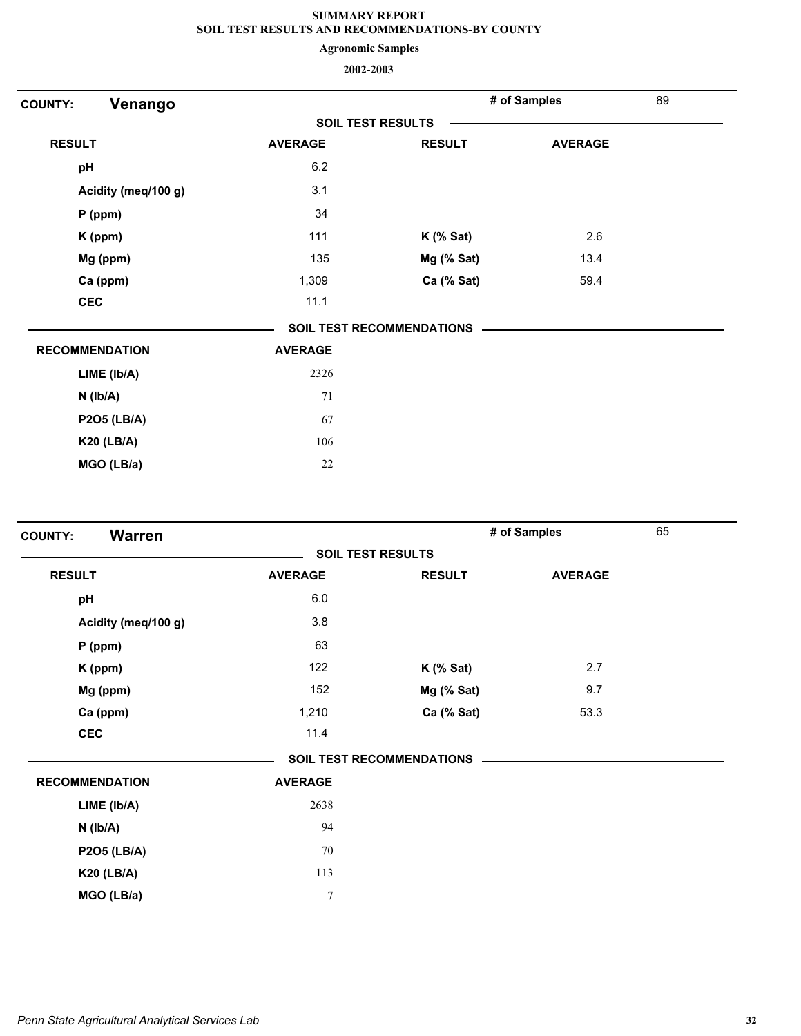# SUMMARY REPORT
## SOIL TEST RESULTS AND RECOMMENDATIONS-BY COUNTY
### Agronomic Samples
### 2002-2003

**COUNTY: Venango** — **# of Samples** 89

**SOIL TEST RESULTS**

| RESULT | AVERAGE | RESULT | AVERAGE |
|---|---|---|---|
| pH | 6.2 | | |
| Acidity (meq/100 g) | 3.1 | | |
| P (ppm) | 34 | | |
| K (ppm) | 111 | K (% Sat) | 2.6 |
| Mg (ppm) | 135 | Mg (% Sat) | 13.4 |
| Ca (ppm) | 1,309 | Ca (% Sat) | 59.4 |
| CEC | 11.1 | | |

**SOIL TEST RECOMMENDATIONS**

| RECOMMENDATION | AVERAGE |
|---|---|
| LIME (lb/A) | 2326 |
| N (lb/A) | 71 |
| P2O5 (LB/A) | 67 |
| K20 (LB/A) | 106 |
| MGO (LB/a) | 22 |

**COUNTY: Warren** — **# of Samples** 65

**SOIL TEST RESULTS**

| RESULT | AVERAGE | RESULT | AVERAGE |
|---|---|---|---|
| pH | 6.0 | | |
| Acidity (meq/100 g) | 3.8 | | |
| P (ppm) | 63 | | |
| K (ppm) | 122 | K (% Sat) | 2.7 |
| Mg (ppm) | 152 | Mg (% Sat) | 9.7 |
| Ca (ppm) | 1,210 | Ca (% Sat) | 53.3 |
| CEC | 11.4 | | |

**SOIL TEST RECOMMENDATIONS**

| RECOMMENDATION | AVERAGE |
|---|---|
| LIME (lb/A) | 2638 |
| N (lb/A) | 94 |
| P2O5 (LB/A) | 70 |
| K20 (LB/A) | 113 |
| MGO (LB/a) | 7 |

*Penn State Agricultural Analytical Services Lab*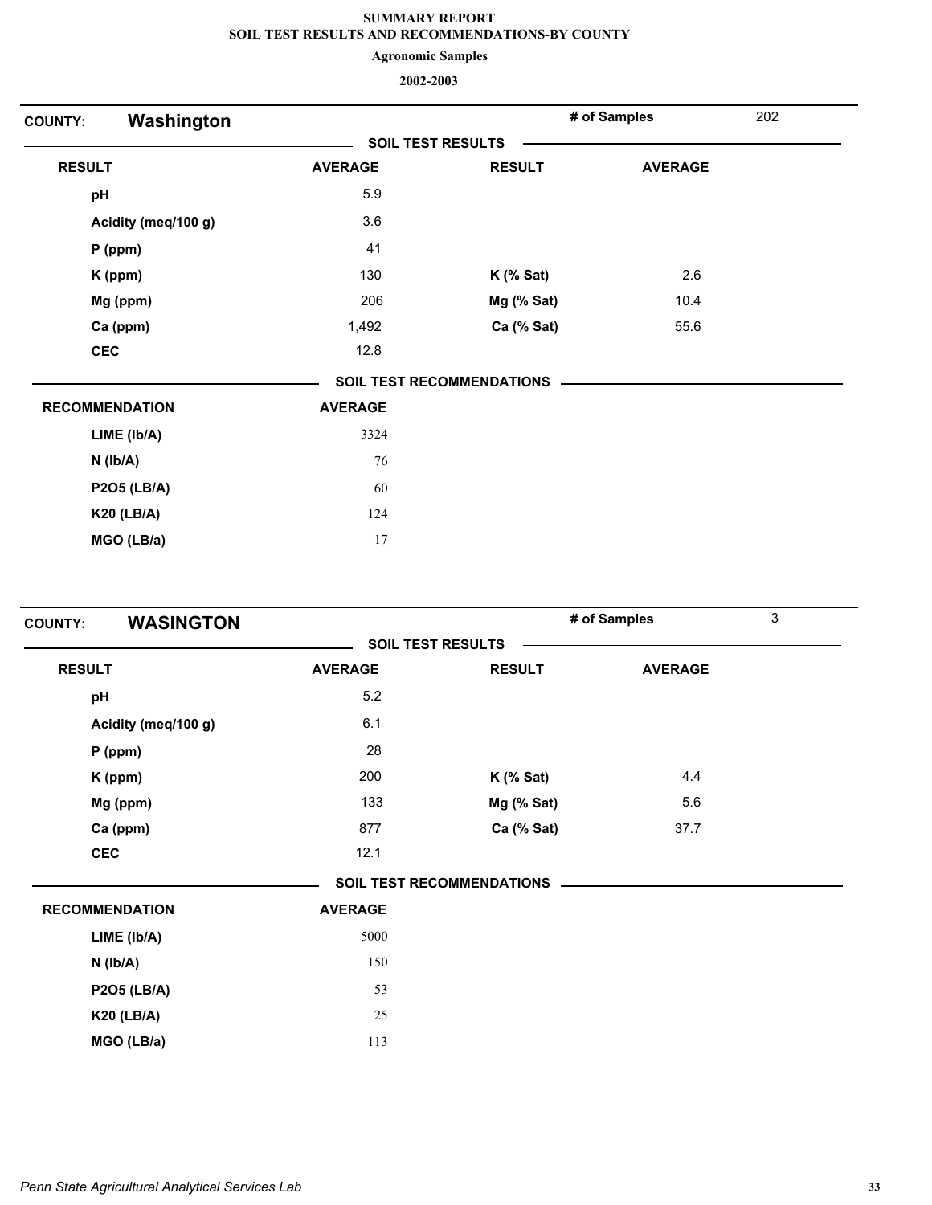# SUMMARY REPORT
## SOIL TEST RESULTS AND RECOMMENDATIONS-BY COUNTY
### Agronomic Samples
### 2002-2003

**COUNTY: Washington** — **# of Samples** 202

**SOIL TEST RESULTS**

| RESULT | AVERAGE | RESULT | AVERAGE |
|---|---|---|---|
| pH | 5.9 | | |
| Acidity (meq/100 g) | 3.6 | | |
| P (ppm) | 41 | | |
| K (ppm) | 130 | K (% Sat) | 2.6 |
| Mg (ppm) | 206 | Mg (% Sat) | 10.4 |
| Ca (ppm) | 1,492 | Ca (% Sat) | 55.6 |
| CEC | 12.8 | | |

**SOIL TEST RECOMMENDATIONS**

| RECOMMENDATION | AVERAGE |
|---|---|
| LIME (lb/A) | 3324 |
| N (lb/A) | 76 |
| P2O5 (LB/A) | 60 |
| K20 (LB/A) | 124 |
| MGO (LB/a) | 17 |

**COUNTY: WASINGTON** — **# of Samples** 3

**SOIL TEST RESULTS**

| RESULT | AVERAGE | RESULT | AVERAGE |
|---|---|---|---|
| pH | 5.2 | | |
| Acidity (meq/100 g) | 6.1 | | |
| P (ppm) | 28 | | |
| K (ppm) | 200 | K (% Sat) | 4.4 |
| Mg (ppm) | 133 | Mg (% Sat) | 5.6 |
| Ca (ppm) | 877 | Ca (% Sat) | 37.7 |
| CEC | 12.1 | | |

**SOIL TEST RECOMMENDATIONS**

| RECOMMENDATION | AVERAGE |
|---|---|
| LIME (lb/A) | 5000 |
| N (lb/A) | 150 |
| P2O5 (LB/A) | 53 |
| K20 (LB/A) | 25 |
| MGO (LB/a) | 113 |

*Penn State Agricultural Analytical Services Lab*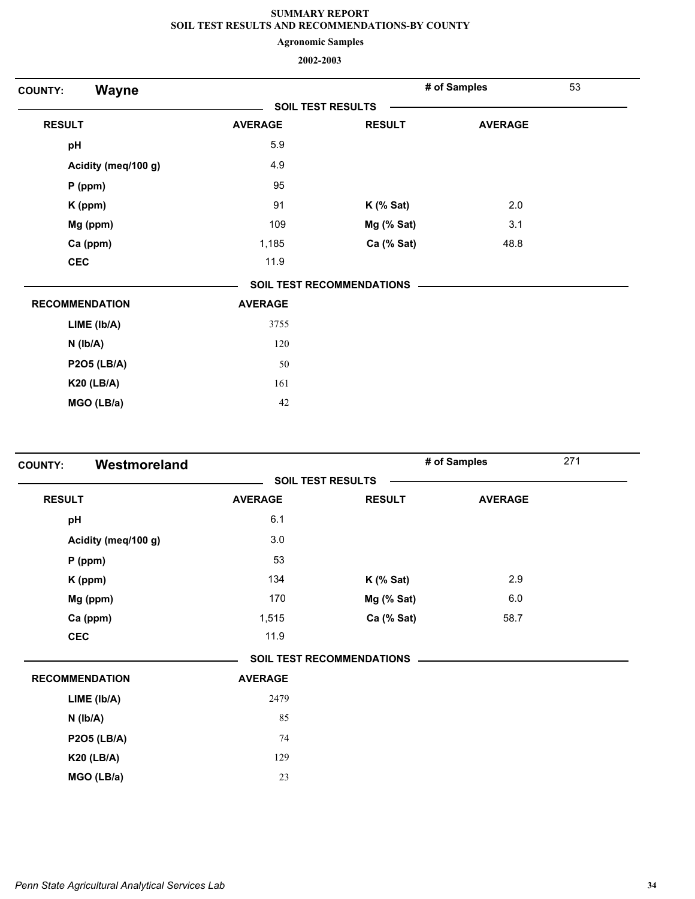**SUMMARY REPORT**
**SOIL TEST RESULTS AND RECOMMENDATIONS-BY COUNTY**
**Agronomic Samples**
**2002-2003**

## COUNTY: Wayne

**# of Samples** 53

**SOIL TEST RESULTS**

| RESULT | AVERAGE | RESULT | AVERAGE |
|---|---|---|---|
| pH | 5.9 | | |
| Acidity (meq/100 g) | 4.9 | | |
| P (ppm) | 95 | | |
| K (ppm) | 91 | K (% Sat) | 2.0 |
| Mg (ppm) | 109 | Mg (% Sat) | 3.1 |
| Ca (ppm) | 1,185 | Ca (% Sat) | 48.8 |
| CEC | 11.9 | | |

**SOIL TEST RECOMMENDATIONS**

| RECOMMENDATION | AVERAGE |
|---|---|
| LIME (lb/A) | 3755 |
| N (lb/A) | 120 |
| P2O5 (LB/A) | 50 |
| K20 (LB/A) | 161 |
| MGO (LB/a) | 42 |

## COUNTY: Westmoreland

**# of Samples** 271

**SOIL TEST RESULTS**

| RESULT | AVERAGE | RESULT | AVERAGE |
|---|---|---|---|
| pH | 6.1 | | |
| Acidity (meq/100 g) | 3.0 | | |
| P (ppm) | 53 | | |
| K (ppm) | 134 | K (% Sat) | 2.9 |
| Mg (ppm) | 170 | Mg (% Sat) | 6.0 |
| Ca (ppm) | 1,515 | Ca (% Sat) | 58.7 |
| CEC | 11.9 | | |

**SOIL TEST RECOMMENDATIONS**

| RECOMMENDATION | AVERAGE |
|---|---|
| LIME (lb/A) | 2479 |
| N (lb/A) | 85 |
| P2O5 (LB/A) | 74 |
| K20 (LB/A) | 129 |
| MGO (LB/a) | 23 |

*Penn State Agricultural Analytical Services Lab*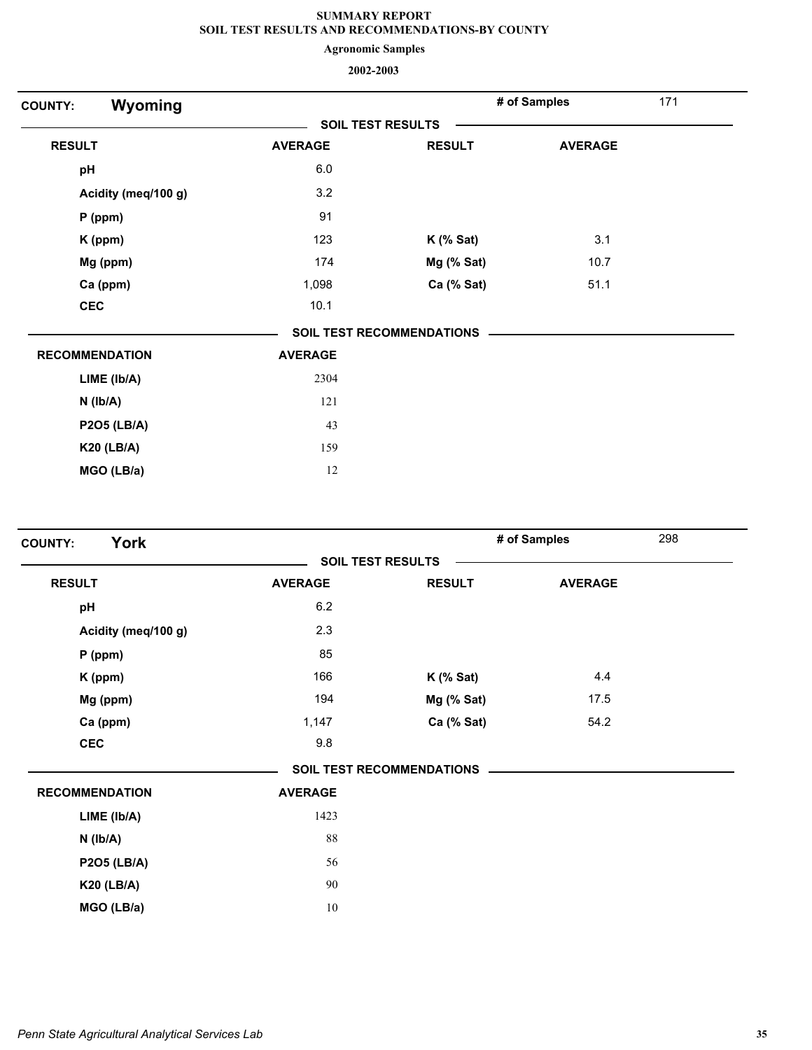# SUMMARY REPORT
## SOIL TEST RESULTS AND RECOMMENDATIONS-BY COUNTY
### Agronomic Samples
### 2002-2003

**COUNTY: Wyoming** — **# of Samples** 171

**SOIL TEST RESULTS**

| RESULT | AVERAGE | RESULT | AVERAGE |
|---|---|---|---|
| pH | 6.0 | | |
| Acidity (meq/100 g) | 3.2 | | |
| P (ppm) | 91 | | |
| K (ppm) | 123 | K (% Sat) | 3.1 |
| Mg (ppm) | 174 | Mg (% Sat) | 10.7 |
| Ca (ppm) | 1,098 | Ca (% Sat) | 51.1 |
| CEC | 10.1 | | |

**SOIL TEST RECOMMENDATIONS**

| RECOMMENDATION | AVERAGE |
|---|---|
| LIME (lb/A) | 2304 |
| N (lb/A) | 121 |
| P2O5 (LB/A) | 43 |
| K20 (LB/A) | 159 |
| MGO (LB/a) | 12 |

**COUNTY: York** — **# of Samples** 298

**SOIL TEST RESULTS**

| RESULT | AVERAGE | RESULT | AVERAGE |
|---|---|---|---|
| pH | 6.2 | | |
| Acidity (meq/100 g) | 2.3 | | |
| P (ppm) | 85 | | |
| K (ppm) | 166 | K (% Sat) | 4.4 |
| Mg (ppm) | 194 | Mg (% Sat) | 17.5 |
| Ca (ppm) | 1,147 | Ca (% Sat) | 54.2 |
| CEC | 9.8 | | |

**SOIL TEST RECOMMENDATIONS**

| RECOMMENDATION | AVERAGE |
|---|---|
| LIME (lb/A) | 1423 |
| N (lb/A) | 88 |
| P2O5 (LB/A) | 56 |
| K20 (LB/A) | 90 |
| MGO (LB/a) | 10 |

*Penn State Agricultural Analytical Services Lab*